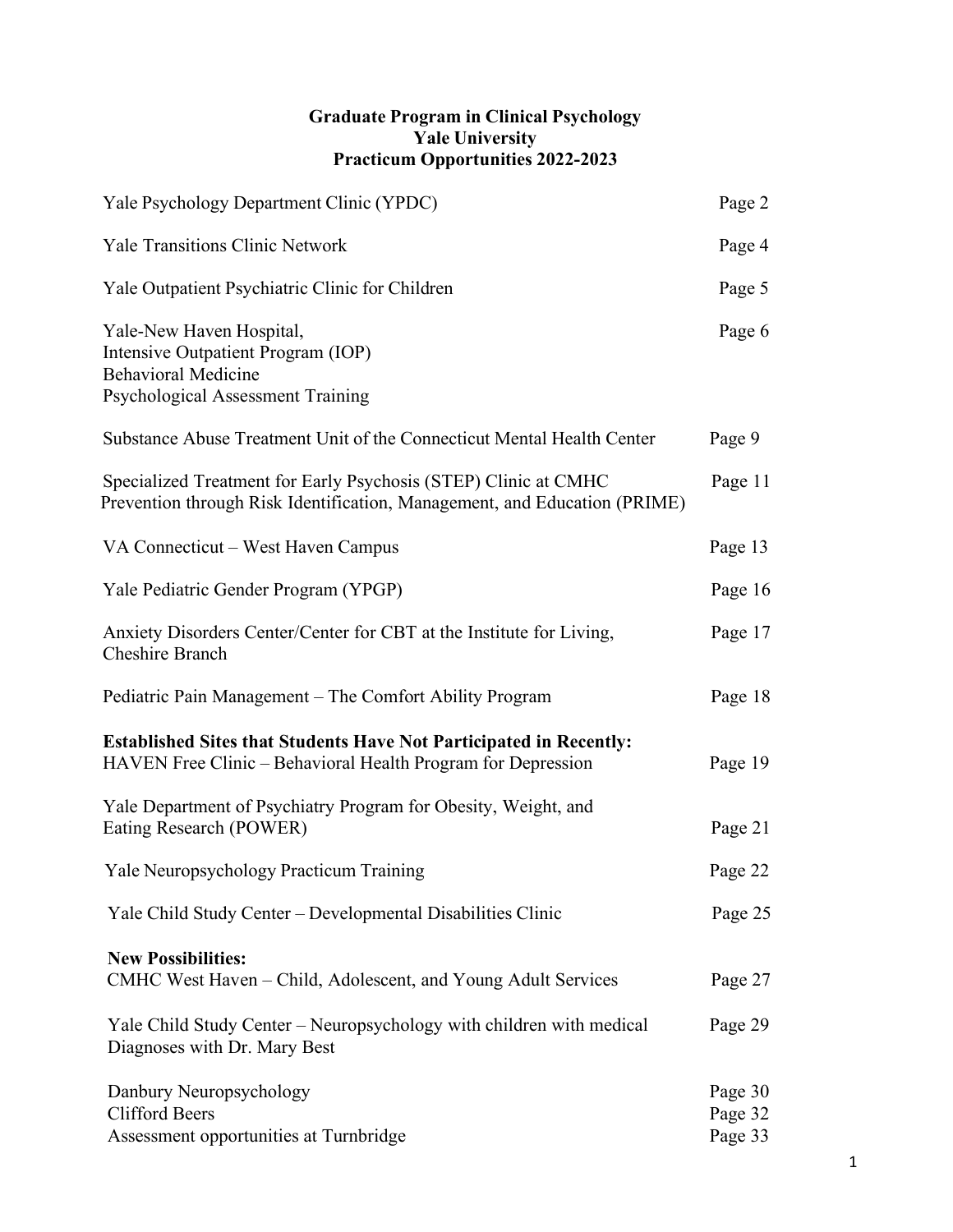# Graduate Program in Clinical Psychology
## Yale University
## Practicum Opportunities 2022-2023

| | |
|---|---|
| Yale Psychology Department Clinic (YPDC) | Page 2 |
| Yale Transitions Clinic Network | Page 4 |
| Yale Outpatient Psychiatric Clinic for Children | Page 5 |
| Yale-New Haven Hospital,<br>Intensive Outpatient Program (IOP)<br>Behavioral Medicine<br>Psychological Assessment Training | Page 6 |
| Substance Abuse Treatment Unit of the Connecticut Mental Health Center | Page 9 |
| Specialized Treatment for Early Psychosis (STEP) Clinic at CMHC<br>Prevention through Risk Identification, Management, and Education (PRIME) | Page 11 |
| VA Connecticut – West Haven Campus | Page 13 |
| Yale Pediatric Gender Program (YPGP) | Page 16 |
| Anxiety Disorders Center/Center for CBT at the Institute for Living,<br>Cheshire Branch | Page 17 |
| Pediatric Pain Management – The Comfort Ability Program | Page 18 |
| **Established Sites that Students Have Not Participated in Recently:** | |
| HAVEN Free Clinic – Behavioral Health Program for Depression | Page 19 |
| Yale Department of Psychiatry Program for Obesity, Weight, and<br>Eating Research (POWER) | Page 21 |
| Yale Neuropsychology Practicum Training | Page 22 |
| Yale Child Study Center – Developmental Disabilities Clinic | Page 25 |
| **New Possibilities:** | |
| CMHC West Haven – Child, Adolescent, and Young Adult Services | Page 27 |
| Yale Child Study Center – Neuropsychology with children with medical<br>Diagnoses with Dr. Mary Best | Page 29 |
| Danbury Neuropsychology | Page 30 |
| Clifford Beers | Page 32 |
| Assessment opportunities at Turnbridge | Page 33 |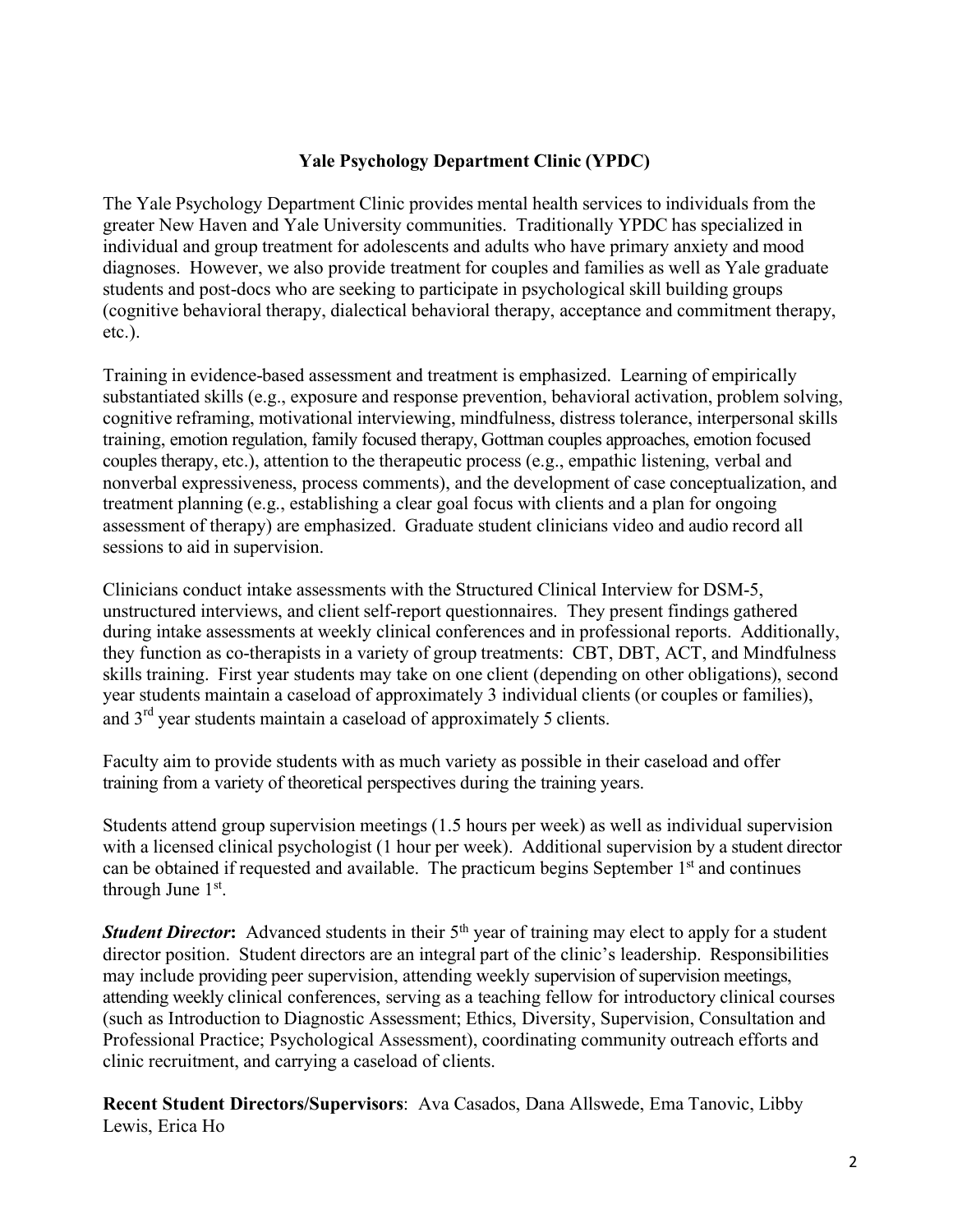## Yale Psychology Department Clinic (YPDC)

The Yale Psychology Department Clinic provides mental health services to individuals from the greater New Haven and Yale University communities. Traditionally YPDC has specialized in individual and group treatment for adolescents and adults who have primary anxiety and mood diagnoses. However, we also provide treatment for couples and families as well as Yale graduate students and post-docs who are seeking to participate in psychological skill building groups (cognitive behavioral therapy, dialectical behavioral therapy, acceptance and commitment therapy, etc.).

Training in evidence-based assessment and treatment is emphasized. Learning of empirically substantiated skills (e.g., exposure and response prevention, behavioral activation, problem solving, cognitive reframing, motivational interviewing, mindfulness, distress tolerance, interpersonal skills training, emotion regulation, family focused therapy, Gottman couples approaches, emotion focused couples therapy, etc.), attention to the therapeutic process (e.g., empathic listening, verbal and nonverbal expressiveness, process comments), and the development of case conceptualization, and treatment planning (e.g., establishing a clear goal focus with clients and a plan for ongoing assessment of therapy) are emphasized. Graduate student clinicians video and audio record all sessions to aid in supervision.

Clinicians conduct intake assessments with the Structured Clinical Interview for DSM-5, unstructured interviews, and client self-report questionnaires. They present findings gathered during intake assessments at weekly clinical conferences and in professional reports. Additionally, they function as co-therapists in a variety of group treatments: CBT, DBT, ACT, and Mindfulness skills training. First year students may take on one client (depending on other obligations), second year students maintain a caseload of approximately 3 individual clients (or couples or families), and 3rd year students maintain a caseload of approximately 5 clients.

Faculty aim to provide students with as much variety as possible in their caseload and offer training from a variety of theoretical perspectives during the training years.

Students attend group supervision meetings (1.5 hours per week) as well as individual supervision with a licensed clinical psychologist (1 hour per week). Additional supervision by a student director can be obtained if requested and available. The practicum begins September 1st and continues through June 1st.

***Student Director*:** Advanced students in their 5th year of training may elect to apply for a student director position. Student directors are an integral part of the clinic's leadership. Responsibilities may include providing peer supervision, attending weekly supervision of supervision meetings, attending weekly clinical conferences, serving as a teaching fellow for introductory clinical courses (such as Introduction to Diagnostic Assessment; Ethics, Diversity, Supervision, Consultation and Professional Practice; Psychological Assessment), coordinating community outreach efforts and clinic recruitment, and carrying a caseload of clients.

**Recent Student Directors/Supervisors**: Ava Casados, Dana Allswede, Ema Tanovic, Libby Lewis, Erica Ho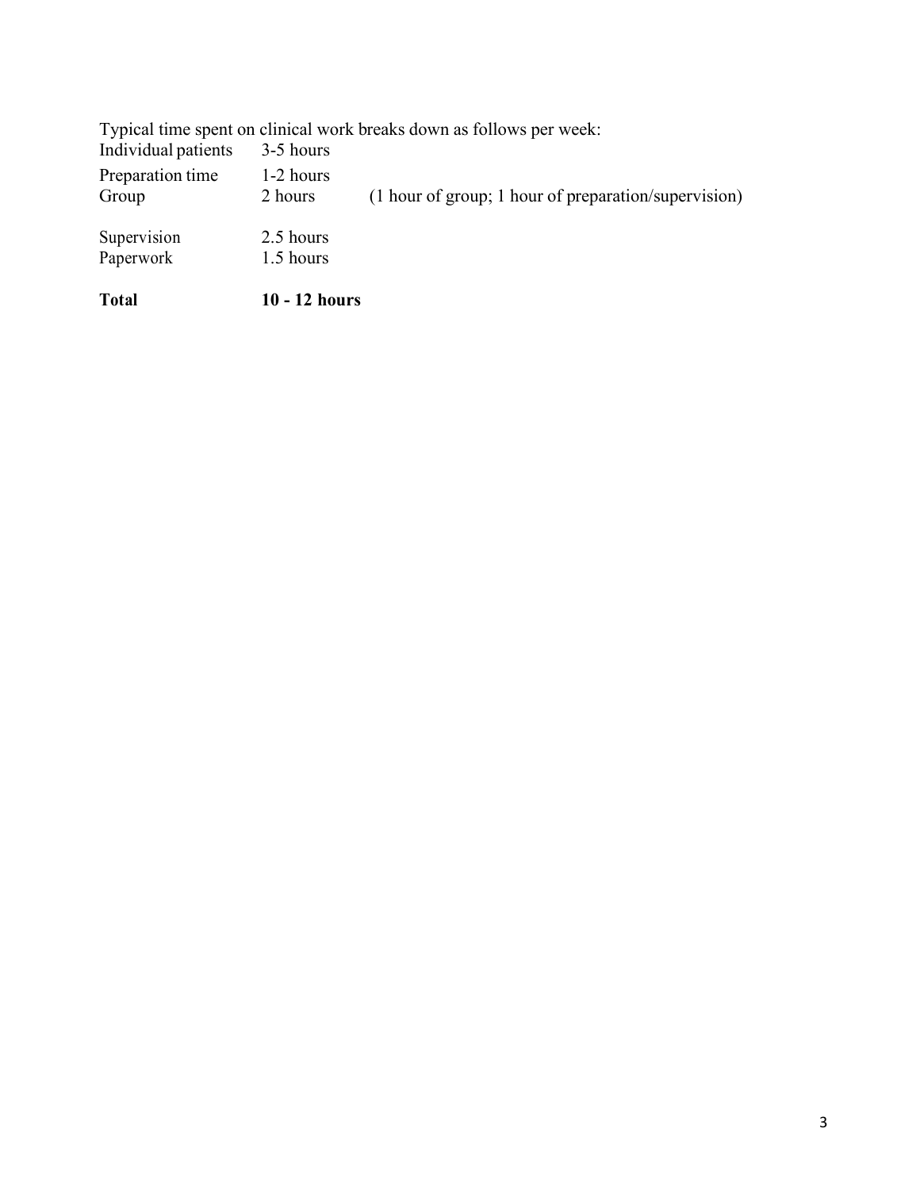Typical time spent on clinical work breaks down as follows per week:

| | | |
|---|---|---|
| Individual patients | 3-5 hours | |
| Preparation time | 1-2 hours | |
| Group | 2 hours | (1 hour of group; 1 hour of preparation/supervision) |
| Supervision | 2.5 hours | |
| Paperwork | 1.5 hours | |
| **Total** | **10 - 12 hours** | |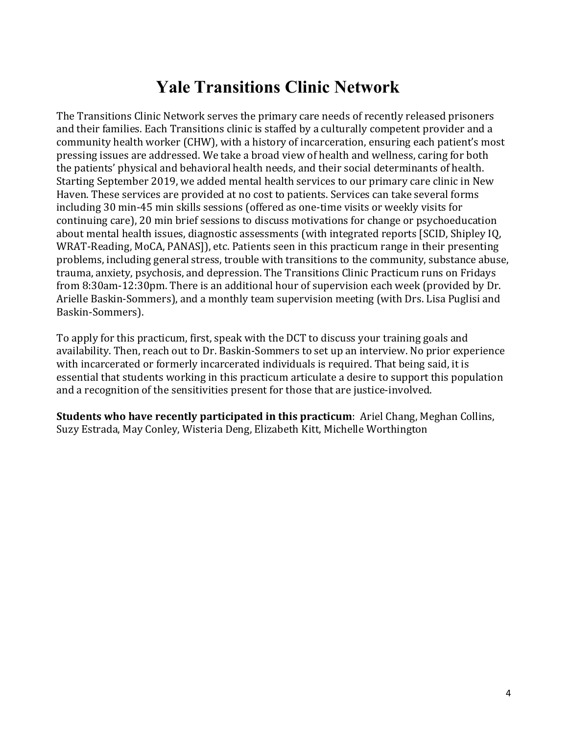# Yale Transitions Clinic Network

The Transitions Clinic Network serves the primary care needs of recently released prisoners and their families. Each Transitions clinic is staffed by a culturally competent provider and a community health worker (CHW), with a history of incarceration, ensuring each patient's most pressing issues are addressed. We take a broad view of health and wellness, caring for both the patients' physical and behavioral health needs, and their social determinants of health. Starting September 2019, we added mental health services to our primary care clinic in New Haven. These services are provided at no cost to patients. Services can take several forms including 30 min-45 min skills sessions (offered as one-time visits or weekly visits for continuing care), 20 min brief sessions to discuss motivations for change or psychoeducation about mental health issues, diagnostic assessments (with integrated reports [SCID, Shipley IQ, WRAT-Reading, MoCA, PANAS]), etc. Patients seen in this practicum range in their presenting problems, including general stress, trouble with transitions to the community, substance abuse, trauma, anxiety, psychosis, and depression. The Transitions Clinic Practicum runs on Fridays from 8:30am-12:30pm. There is an additional hour of supervision each week (provided by Dr. Arielle Baskin-Sommers), and a monthly team supervision meeting (with Drs. Lisa Puglisi and Baskin-Sommers).

To apply for this practicum, first, speak with the DCT to discuss your training goals and availability. Then, reach out to Dr. Baskin-Sommers to set up an interview. No prior experience with incarcerated or formerly incarcerated individuals is required. That being said, it is essential that students working in this practicum articulate a desire to support this population and a recognition of the sensitivities present for those that are justice-involved.

**Students who have recently participated in this practicum**: Ariel Chang, Meghan Collins, Suzy Estrada, May Conley, Wisteria Deng, Elizabeth Kitt, Michelle Worthington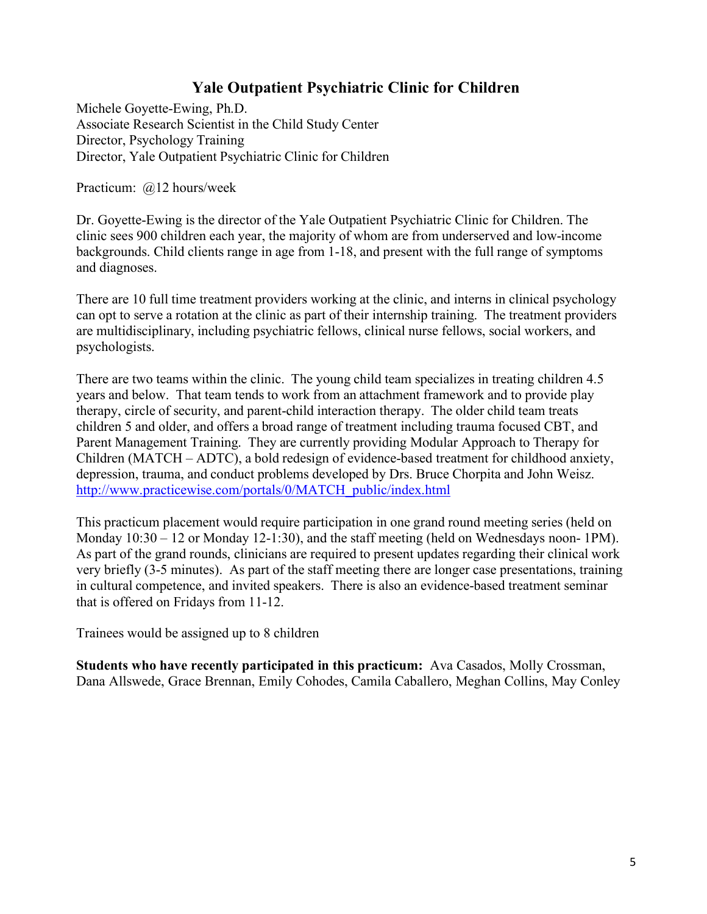## Yale Outpatient Psychiatric Clinic for Children

Michele Goyette-Ewing, Ph.D.
Associate Research Scientist in the Child Study Center
Director, Psychology Training
Director, Yale Outpatient Psychiatric Clinic for Children

Practicum: @12 hours/week

Dr. Goyette-Ewing is the director of the Yale Outpatient Psychiatric Clinic for Children. The clinic sees 900 children each year, the majority of whom are from underserved and low-income backgrounds. Child clients range in age from 1-18, and present with the full range of symptoms and diagnoses.

There are 10 full time treatment providers working at the clinic, and interns in clinical psychology can opt to serve a rotation at the clinic as part of their internship training. The treatment providers are multidisciplinary, including psychiatric fellows, clinical nurse fellows, social workers, and psychologists.

There are two teams within the clinic. The young child team specializes in treating children 4.5 years and below. That team tends to work from an attachment framework and to provide play therapy, circle of security, and parent-child interaction therapy. The older child team treats children 5 and older, and offers a broad range of treatment including trauma focused CBT, and Parent Management Training. They are currently providing Modular Approach to Therapy for Children (MATCH – ADTC), a bold redesign of evidence-based treatment for childhood anxiety, depression, trauma, and conduct problems developed by Drs. Bruce Chorpita and John Weisz. [http://www.practicewise.com/portals/0/MATCH_public/index.html](http://www.practicewise.com/portals/0/MATCH_public/index.html)

This practicum placement would require participation in one grand round meeting series (held on Monday 10:30 – 12 or Monday 12-1:30), and the staff meeting (held on Wednesdays noon- 1PM). As part of the grand rounds, clinicians are required to present updates regarding their clinical work very briefly (3-5 minutes). As part of the staff meeting there are longer case presentations, training in cultural competence, and invited speakers. There is also an evidence-based treatment seminar that is offered on Fridays from 11-12.

Trainees would be assigned up to 8 children

**Students who have recently participated in this practicum:** Ava Casados, Molly Crossman, Dana Allswede, Grace Brennan, Emily Cohodes, Camila Caballero, Meghan Collins, May Conley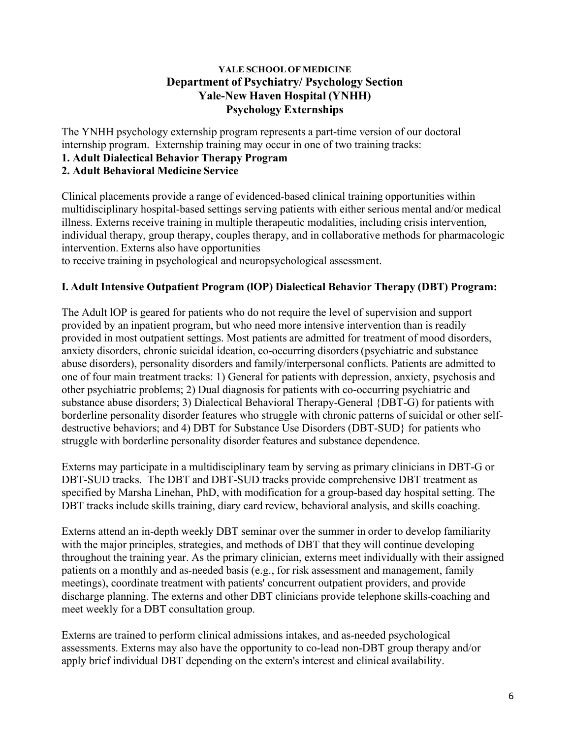**YALE SCHOOL OF MEDICINE**

## Department of Psychiatry/ Psychology Section
## Yale-New Haven Hospital (YNHH)
## Psychology Externships

The YNHH psychology externship program represents a part-time version of our doctoral internship program. Externship training may occur in one of two training tracks:

**1. Adult Dialectical Behavior Therapy Program**

**2. Adult Behavioral Medicine Service**

Clinical placements provide a range of evidenced-based clinical training opportunities within multidisciplinary hospital-based settings serving patients with either serious mental and/or medical illness. Externs receive training in multiple therapeutic modalities, including crisis intervention, individual therapy, group therapy, couples therapy, and in collaborative methods for pharmacologic intervention. Externs also have opportunities to receive training in psychological and neuropsychological assessment.

### I. Adult Intensive Outpatient Program (lOP) Dialectical Behavior Therapy (DBT) Program:

The Adult lOP is geared for patients who do not require the level of supervision and support provided by an inpatient program, but who need more intensive intervention than is readily provided in most outpatient settings. Most patients are admitted for treatment of mood disorders, anxiety disorders, chronic suicidal ideation, co-occurring disorders (psychiatric and substance abuse disorders), personality disorders and family/interpersonal conflicts. Patients are admitted to one of four main treatment tracks: 1) General for patients with depression, anxiety, psychosis and other psychiatric problems; 2) Dual diagnosis for patients with co-occurring psychiatric and substance abuse disorders; 3) Dialectical Behavioral Therapy-General {DBT-G) for patients with borderline personality disorder features who struggle with chronic patterns of suicidal or other self-destructive behaviors; and 4) DBT for Substance Use Disorders (DBT-SUD} for patients who struggle with borderline personality disorder features and substance dependence.

Externs may participate in a multidisciplinary team by serving as primary clinicians in DBT-G or DBT-SUD tracks. The DBT and DBT-SUD tracks provide comprehensive DBT treatment as specified by Marsha Linehan, PhD, with modification for a group-based day hospital setting. The DBT tracks include skills training, diary card review, behavioral analysis, and skills coaching.

Externs attend an in-depth weekly DBT seminar over the summer in order to develop familiarity with the major principles, strategies, and methods of DBT that they will continue developing throughout the training year. As the primary clinician, externs meet individually with their assigned patients on a monthly and as-needed basis (e.g., for risk assessment and management, family meetings), coordinate treatment with patients' concurrent outpatient providers, and provide discharge planning. The externs and other DBT clinicians provide telephone skills-coaching and meet weekly for a DBT consultation group.

Externs are trained to perform clinical admissions intakes, and as-needed psychological assessments. Externs may also have the opportunity to co-lead non-DBT group therapy and/or apply brief individual DBT depending on the extern's interest and clinical availability.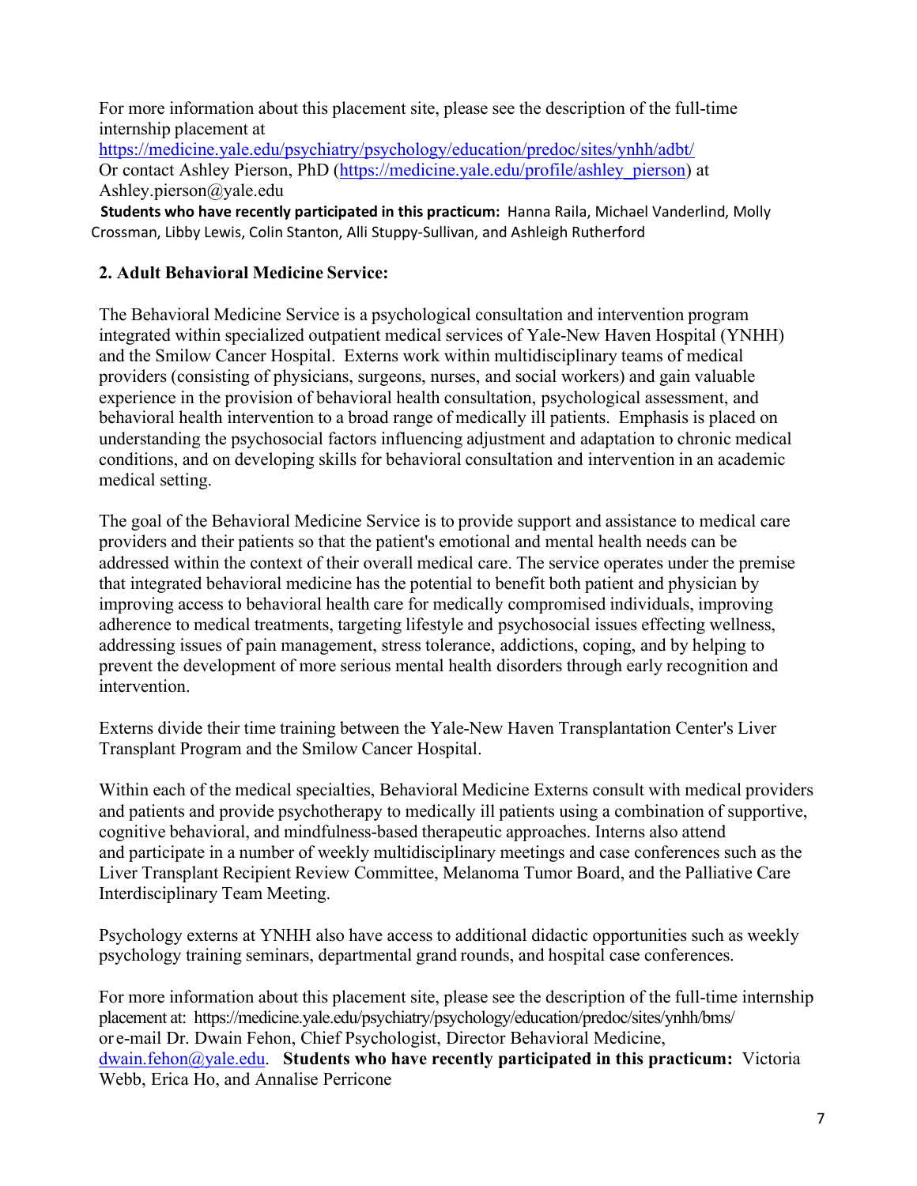For more information about this placement site, please see the description of the full-time internship placement at
https://medicine.yale.edu/psychiatry/psychology/education/predoc/sites/ynhh/adbt/
Or contact Ashley Pierson, PhD (https://medicine.yale.edu/profile/ashley_pierson) at Ashley.pierson@yale.edu

**Students who have recently participated in this practicum:** Hanna Raila, Michael Vanderlind, Molly Crossman, Libby Lewis, Colin Stanton, Alli Stuppy-Sullivan, and Ashleigh Rutherford

**2. Adult Behavioral Medicine Service:**

The Behavioral Medicine Service is a psychological consultation and intervention program integrated within specialized outpatient medical services of Yale-New Haven Hospital (YNHH) and the Smilow Cancer Hospital. Externs work within multidisciplinary teams of medical providers (consisting of physicians, surgeons, nurses, and social workers) and gain valuable experience in the provision of behavioral health consultation, psychological assessment, and behavioral health intervention to a broad range of medically ill patients. Emphasis is placed on understanding the psychosocial factors influencing adjustment and adaptation to chronic medical conditions, and on developing skills for behavioral consultation and intervention in an academic medical setting.

The goal of the Behavioral Medicine Service is to provide support and assistance to medical care providers and their patients so that the patient's emotional and mental health needs can be addressed within the context of their overall medical care. The service operates under the premise that integrated behavioral medicine has the potential to benefit both patient and physician by improving access to behavioral health care for medically compromised individuals, improving adherence to medical treatments, targeting lifestyle and psychosocial issues effecting wellness, addressing issues of pain management, stress tolerance, addictions, coping, and by helping to prevent the development of more serious mental health disorders through early recognition and intervention.

Externs divide their time training between the Yale-New Haven Transplantation Center's Liver Transplant Program and the Smilow Cancer Hospital.

Within each of the medical specialties, Behavioral Medicine Externs consult with medical providers and patients and provide psychotherapy to medically ill patients using a combination of supportive, cognitive behavioral, and mindfulness-based therapeutic approaches. Interns also attend and participate in a number of weekly multidisciplinary meetings and case conferences such as the Liver Transplant Recipient Review Committee, Melanoma Tumor Board, and the Palliative Care Interdisciplinary Team Meeting.

Psychology externs at YNHH also have access to additional didactic opportunities such as weekly psychology training seminars, departmental grand rounds, and hospital case conferences.

For more information about this placement site, please see the description of the full-time internship placement at: https://medicine.yale.edu/psychiatry/psychology/education/predoc/sites/ynhh/bms/ or e-mail Dr. Dwain Fehon, Chief Psychologist, Director Behavioral Medicine, dwain.fehon@yale.edu. **Students who have recently participated in this practicum:** Victoria Webb, Erica Ho, and Annalise Perricone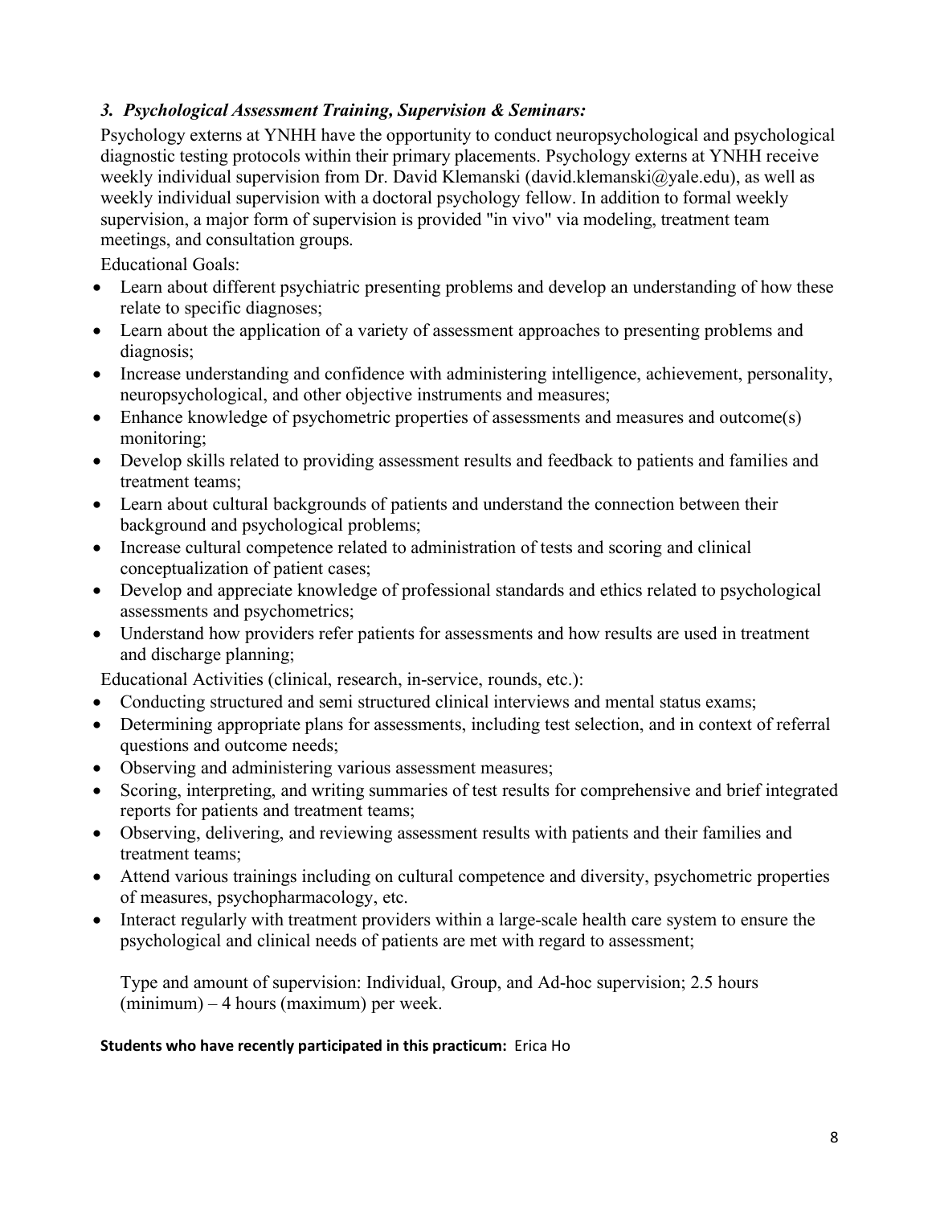### *3. Psychological Assessment Training, Supervision & Seminars:*

Psychology externs at YNHH have the opportunity to conduct neuropsychological and psychological diagnostic testing protocols within their primary placements. Psychology externs at YNHH receive weekly individual supervision from Dr. David Klemanski (david.klemanski@yale.edu), as well as weekly individual supervision with a doctoral psychology fellow. In addition to formal weekly supervision, a major form of supervision is provided "in vivo" via modeling, treatment team meetings, and consultation groups.

Educational Goals:

- Learn about different psychiatric presenting problems and develop an understanding of how these relate to specific diagnoses;
- Learn about the application of a variety of assessment approaches to presenting problems and diagnosis;
- Increase understanding and confidence with administering intelligence, achievement, personality, neuropsychological, and other objective instruments and measures;
- Enhance knowledge of psychometric properties of assessments and measures and outcome(s) monitoring;
- Develop skills related to providing assessment results and feedback to patients and families and treatment teams;
- Learn about cultural backgrounds of patients and understand the connection between their background and psychological problems;
- Increase cultural competence related to administration of tests and scoring and clinical conceptualization of patient cases;
- Develop and appreciate knowledge of professional standards and ethics related to psychological assessments and psychometrics;
- Understand how providers refer patients for assessments and how results are used in treatment and discharge planning;

Educational Activities (clinical, research, in-service, rounds, etc.):

- Conducting structured and semi structured clinical interviews and mental status exams;
- Determining appropriate plans for assessments, including test selection, and in context of referral questions and outcome needs;
- Observing and administering various assessment measures;
- Scoring, interpreting, and writing summaries of test results for comprehensive and brief integrated reports for patients and treatment teams;
- Observing, delivering, and reviewing assessment results with patients and their families and treatment teams;
- Attend various trainings including on cultural competence and diversity, psychometric properties of measures, psychopharmacology, etc.
- Interact regularly with treatment providers within a large-scale health care system to ensure the psychological and clinical needs of patients are met with regard to assessment;

Type and amount of supervision: Individual, Group, and Ad-hoc supervision; 2.5 hours (minimum) – 4 hours (maximum) per week.

**Students who have recently participated in this practicum:** Erica Ho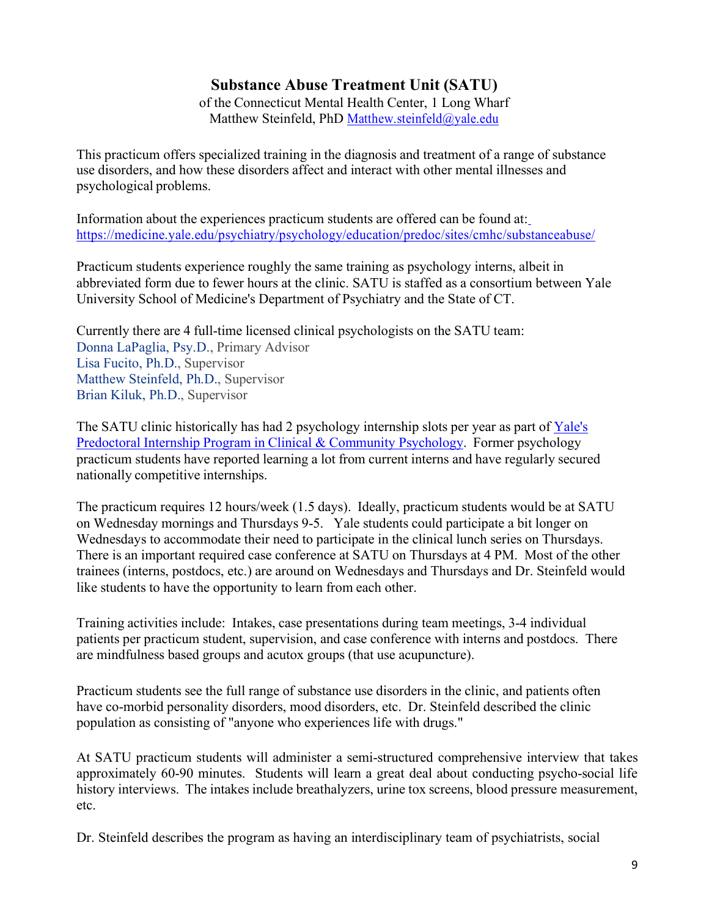## Substance Abuse Treatment Unit (SATU)

of the Connecticut Mental Health Center, 1 Long Wharf
Matthew Steinfeld, PhD [Matthew.steinfeld@yale.edu](mailto:Matthew.steinfeld@yale.edu)

This practicum offers specialized training in the diagnosis and treatment of a range of substance use disorders, and how these disorders affect and interact with other mental illnesses and psychological problems.

Information about the experiences practicum students are offered can be found at: https://medicine.yale.edu/psychiatry/psychology/education/predoc/sites/cmhc/substanceabuse/

Practicum students experience roughly the same training as psychology interns, albeit in abbreviated form due to fewer hours at the clinic. SATU is staffed as a consortium between Yale University School of Medicine's Department of Psychiatry and the State of CT.

Currently there are 4 full-time licensed clinical psychologists on the SATU team:
Donna LaPaglia, Psy.D., Primary Advisor
Lisa Fucito, Ph.D., Supervisor
Matthew Steinfeld, Ph.D., Supervisor
Brian Kiluk, Ph.D., Supervisor

The SATU clinic historically has had 2 psychology internship slots per year as part of Yale's Predoctoral Internship Program in Clinical & Community Psychology. Former psychology practicum students have reported learning a lot from current interns and have regularly secured nationally competitive internships.

The practicum requires 12 hours/week (1.5 days). Ideally, practicum students would be at SATU on Wednesday mornings and Thursdays 9-5. Yale students could participate a bit longer on Wednesdays to accommodate their need to participate in the clinical lunch series on Thursdays. There is an important required case conference at SATU on Thursdays at 4 PM. Most of the other trainees (interns, postdocs, etc.) are around on Wednesdays and Thursdays and Dr. Steinfeld would like students to have the opportunity to learn from each other.

Training activities include: Intakes, case presentations during team meetings, 3-4 individual patients per practicum student, supervision, and case conference with interns and postdocs. There are mindfulness based groups and acutox groups (that use acupuncture).

Practicum students see the full range of substance use disorders in the clinic, and patients often have co-morbid personality disorders, mood disorders, etc. Dr. Steinfeld described the clinic population as consisting of "anyone who experiences life with drugs."

At SATU practicum students will administer a semi-structured comprehensive interview that takes approximately 60-90 minutes. Students will learn a great deal about conducting psycho-social life history interviews. The intakes include breathalyzers, urine tox screens, blood pressure measurement, etc.

Dr. Steinfeld describes the program as having an interdisciplinary team of psychiatrists, social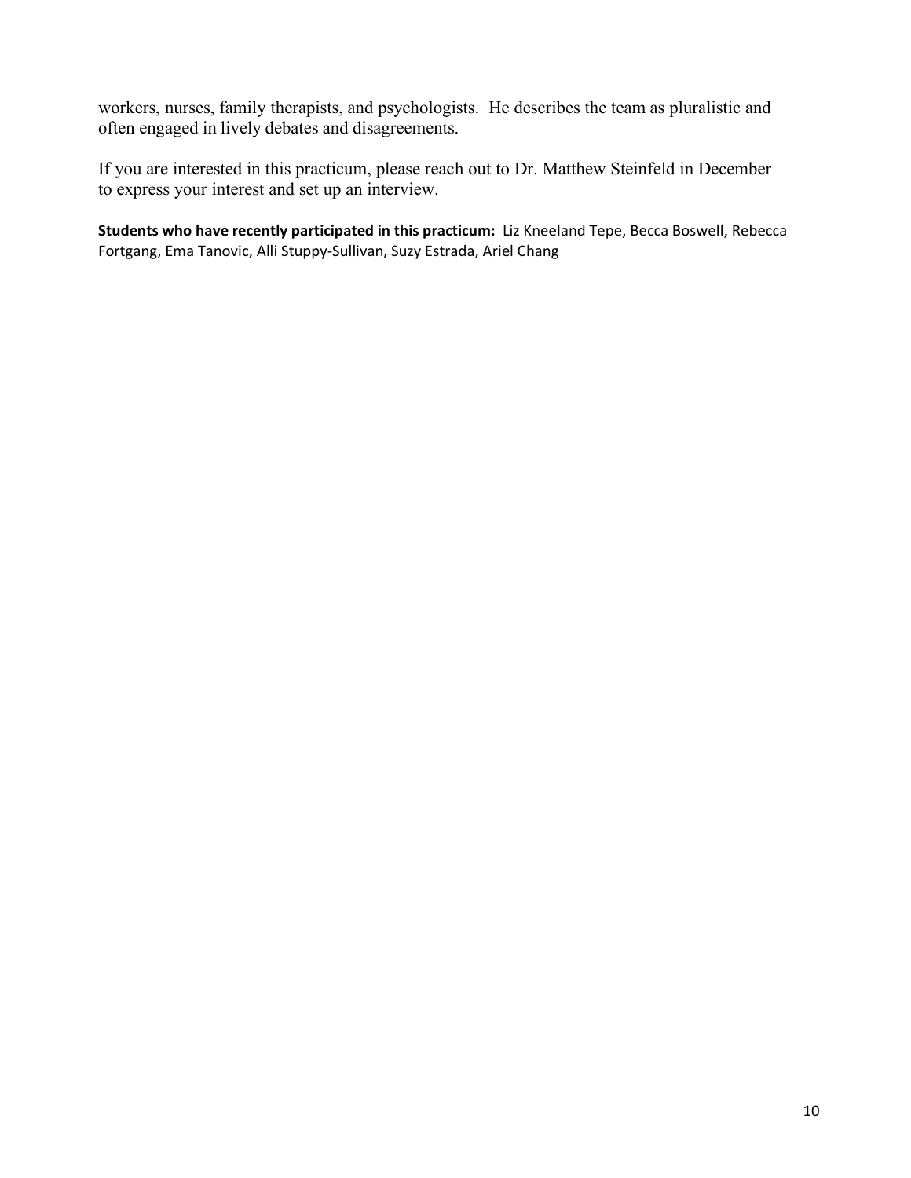workers, nurses, family therapists, and psychologists. He describes the team as pluralistic and often engaged in lively debates and disagreements.

If you are interested in this practicum, please reach out to Dr. Matthew Steinfeld in December to express your interest and set up an interview.

**Students who have recently participated in this practicum:** Liz Kneeland Tepe, Becca Boswell, Rebecca Fortgang, Ema Tanovic, Alli Stuppy-Sullivan, Suzy Estrada, Ariel Chang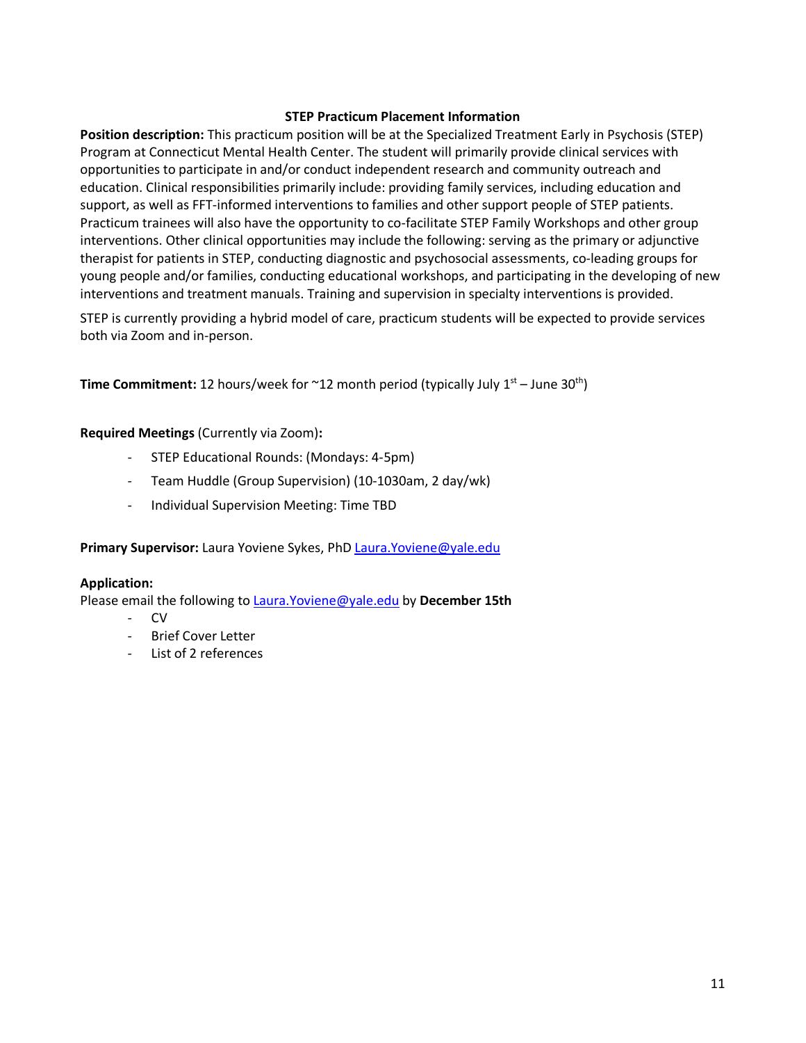## STEP Practicum Placement Information

**Position description:** This practicum position will be at the Specialized Treatment Early in Psychosis (STEP) Program at Connecticut Mental Health Center. The student will primarily provide clinical services with opportunities to participate in and/or conduct independent research and community outreach and education. Clinical responsibilities primarily include: providing family services, including education and support, as well as FFT-informed interventions to families and other support people of STEP patients. Practicum trainees will also have the opportunity to co-facilitate STEP Family Workshops and other group interventions. Other clinical opportunities may include the following: serving as the primary or adjunctive therapist for patients in STEP, conducting diagnostic and psychosocial assessments, co-leading groups for young people and/or families, conducting educational workshops, and participating in the developing of new interventions and treatment manuals. Training and supervision in specialty interventions is provided.

STEP is currently providing a hybrid model of care, practicum students will be expected to provide services both via Zoom and in-person.

**Time Commitment:** 12 hours/week for ~12 month period (typically July 1st – June 30th)

**Required Meetings** (Currently via Zoom)**:**

- STEP Educational Rounds: (Mondays: 4-5pm)
- Team Huddle (Group Supervision) (10-1030am, 2 day/wk)
- Individual Supervision Meeting: Time TBD

**Primary Supervisor:** Laura Yoviene Sykes, PhD Laura.Yoviene@yale.edu

**Application:**
Please email the following to Laura.Yoviene@yale.edu by **December 15th**

- CV
- Brief Cover Letter
- List of 2 references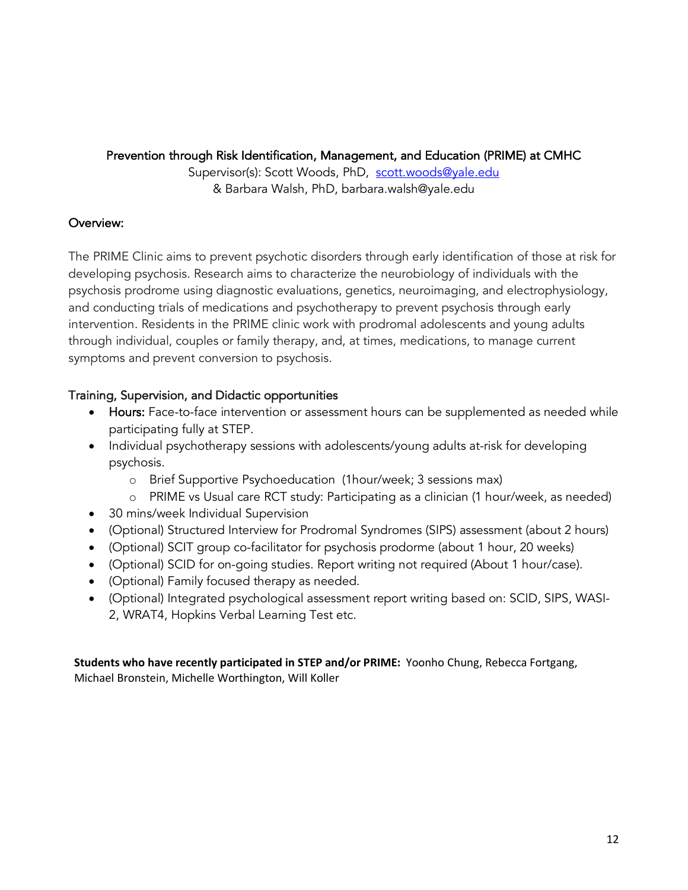## Prevention through Risk Identification, Management, and Education (PRIME) at CMHC

Supervisor(s): Scott Woods, PhD, scott.woods@yale.edu
& Barbara Walsh, PhD, barbara.walsh@yale.edu

### Overview:

The PRIME Clinic aims to prevent psychotic disorders through early identification of those at risk for developing psychosis. Research aims to characterize the neurobiology of individuals with the psychosis prodrome using diagnostic evaluations, genetics, neuroimaging, and electrophysiology, and conducting trials of medications and psychotherapy to prevent psychosis through early intervention. Residents in the PRIME clinic work with prodromal adolescents and young adults through individual, couples or family therapy, and, at times, medications, to manage current symptoms and prevent conversion to psychosis.

### Training, Supervision, and Didactic opportunities

- Hours: Face-to-face intervention or assessment hours can be supplemented as needed while participating fully at STEP.
- Individual psychotherapy sessions with adolescents/young adults at-risk for developing psychosis.
  - Brief Supportive Psychoeducation (1hour/week; 3 sessions max)
  - PRIME vs Usual care RCT study: Participating as a clinician (1 hour/week, as needed)
- 30 mins/week Individual Supervision
- (Optional) Structured Interview for Prodromal Syndromes (SIPS) assessment (about 2 hours)
- (Optional) SCIT group co-facilitator for psychosis prodorme (about 1 hour, 20 weeks)
- (Optional) SCID for on-going studies. Report writing not required (About 1 hour/case).
- (Optional) Family focused therapy as needed.
- (Optional) Integrated psychological assessment report writing based on: SCID, SIPS, WASI-2, WRAT4, Hopkins Verbal Learning Test etc.

**Students who have recently participated in STEP and/or PRIME:** Yoonho Chung, Rebecca Fortgang, Michael Bronstein, Michelle Worthington, Will Koller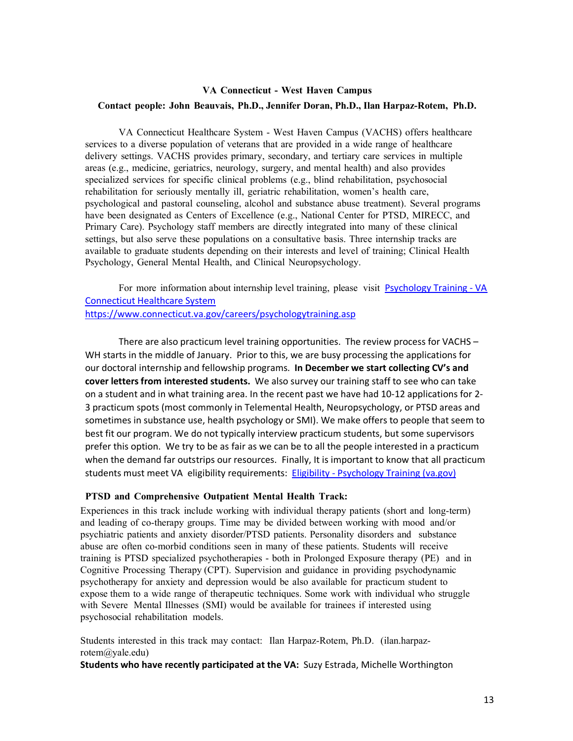## VA Connecticut - West Haven Campus

**Contact people: John Beauvais, Ph.D., Jennifer Doran, Ph.D., Ilan Harpaz-Rotem, Ph.D.**

VA Connecticut Healthcare System - West Haven Campus (VACHS) offers healthcare services to a diverse population of veterans that are provided in a wide range of healthcare delivery settings. VACHS provides primary, secondary, and tertiary care services in multiple areas (e.g., medicine, geriatrics, neurology, surgery, and mental health) and also provides specialized services for specific clinical problems (e.g., blind rehabilitation, psychosocial rehabilitation for seriously mentally ill, geriatric rehabilitation, women's health care, psychological and pastoral counseling, alcohol and substance abuse treatment). Several programs have been designated as Centers of Excellence (e.g., National Center for PTSD, MIRECC, and Primary Care). Psychology staff members are directly integrated into many of these clinical settings, but also serve these populations on a consultative basis. Three internship tracks are available to graduate students depending on their interests and level of training; Clinical Health Psychology, General Mental Health, and Clinical Neuropsychology.

For more information about internship level training, please visit [Psychology Training - VA Connecticut Healthcare System](https://www.connecticut.va.gov/careers/psychologytraining.asp) https://www.connecticut.va.gov/careers/psychologytraining.asp

There are also practicum level training opportunities. The review process for VACHS – WH starts in the middle of January. Prior to this, we are busy processing the applications for our doctoral internship and fellowship programs. **In December we start collecting CV's and cover letters from interested students.** We also survey our training staff to see who can take on a student and in what training area. In the recent past we have had 10-12 applications for 2-3 practicum spots (most commonly in Telemental Health, Neuropsychology, or PTSD areas and sometimes in substance use, health psychology or SMI). We make offers to people that seem to best fit our program. We do not typically interview practicum students, but some supervisors prefer this option. We try to be as fair as we can be to all the people interested in a practicum when the demand far outstrips our resources. Finally, It is important to know that all practicum students must meet VA eligibility requirements: Eligibility - Psychology Training (va.gov)

### PTSD and Comprehensive Outpatient Mental Health Track:

Experiences in this track include working with individual therapy patients (short and long-term) and leading of co-therapy groups. Time may be divided between working with mood and/or psychiatric patients and anxiety disorder/PTSD patients. Personality disorders and substance abuse are often co-morbid conditions seen in many of these patients. Students will receive training is PTSD specialized psychotherapies - both in Prolonged Exposure therapy (PE) and in Cognitive Processing Therapy (CPT). Supervision and guidance in providing psychodynamic psychotherapy for anxiety and depression would be also available for practicum student to expose them to a wide range of therapeutic techniques. Some work with individual who struggle with Severe Mental Illnesses (SMI) would be available for trainees if interested using psychosocial rehabilitation models.

Students interested in this track may contact: Ilan Harpaz-Rotem, Ph.D. (ilan.harpaz-rotem@yale.edu)

**Students who have recently participated at the VA:** Suzy Estrada, Michelle Worthington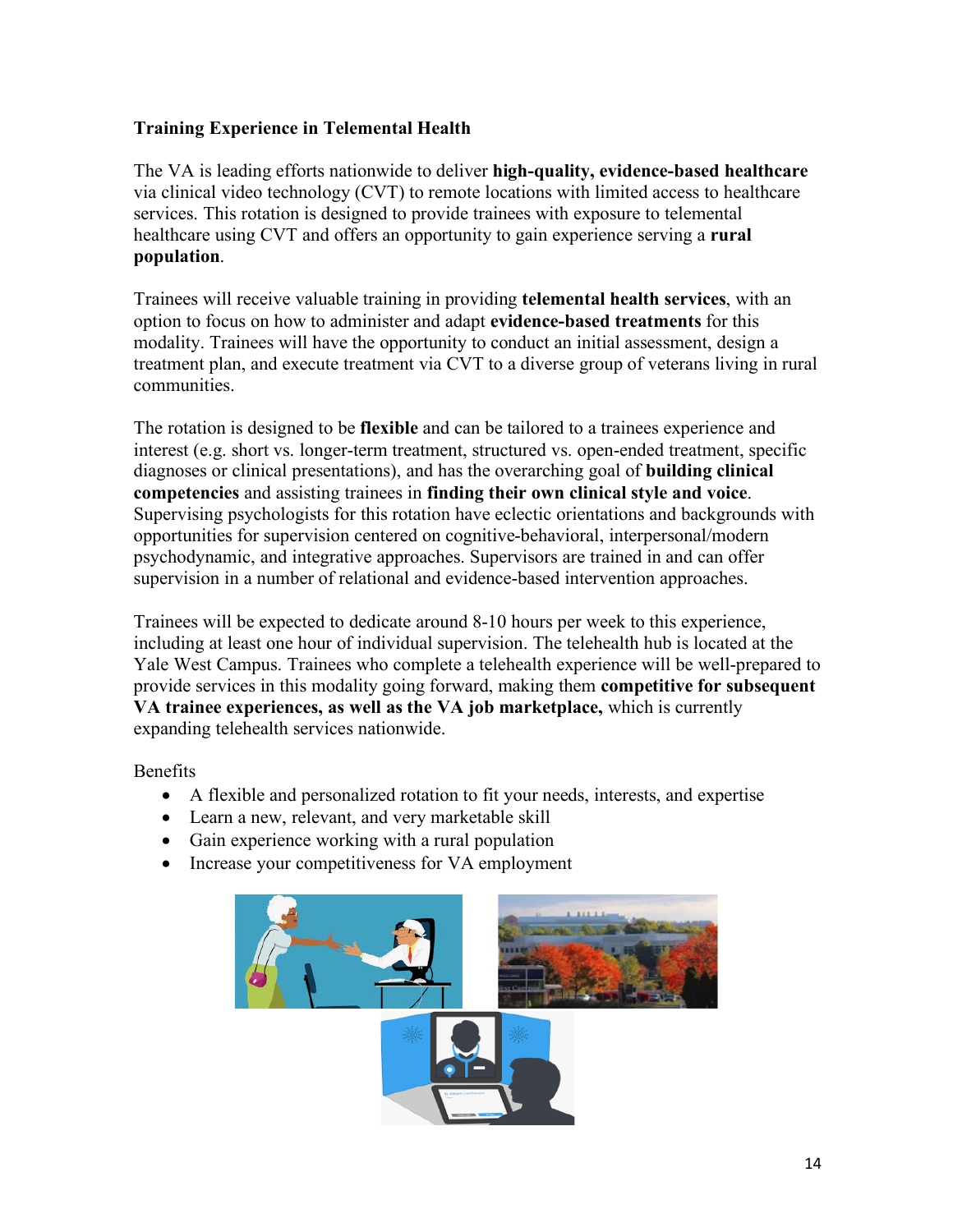**Training Experience in Telemental Health**

The VA is leading efforts nationwide to deliver **high-quality, evidence-based healthcare** via clinical video technology (CVT) to remote locations with limited access to healthcare services. This rotation is designed to provide trainees with exposure to telemental healthcare using CVT and offers an opportunity to gain experience serving a **rural population**.

Trainees will receive valuable training in providing **telemental health services**, with an option to focus on how to administer and adapt **evidence-based treatments** for this modality. Trainees will have the opportunity to conduct an initial assessment, design a treatment plan, and execute treatment via CVT to a diverse group of veterans living in rural communities.

The rotation is designed to be **flexible** and can be tailored to a trainees experience and interest (e.g. short vs. longer-term treatment, structured vs. open-ended treatment, specific diagnoses or clinical presentations), and has the overarching goal of **building clinical competencies** and assisting trainees in **finding their own clinical style and voice**. Supervising psychologists for this rotation have eclectic orientations and backgrounds with opportunities for supervision centered on cognitive-behavioral, interpersonal/modern psychodynamic, and integrative approaches. Supervisors are trained in and can offer supervision in a number of relational and evidence-based intervention approaches.

Trainees will be expected to dedicate around 8-10 hours per week to this experience, including at least one hour of individual supervision. The telehealth hub is located at the Yale West Campus. Trainees who complete a telehealth experience will be well-prepared to provide services in this modality going forward, making them **competitive for subsequent VA trainee experiences, as well as the VA job marketplace,** which is currently expanding telehealth services nationwide.

Benefits

- A flexible and personalized rotation to fit your needs, interests, and expertise
- Learn a new, relevant, and very marketable skill
- Gain experience working with a rural population
- Increase your competitiveness for VA employment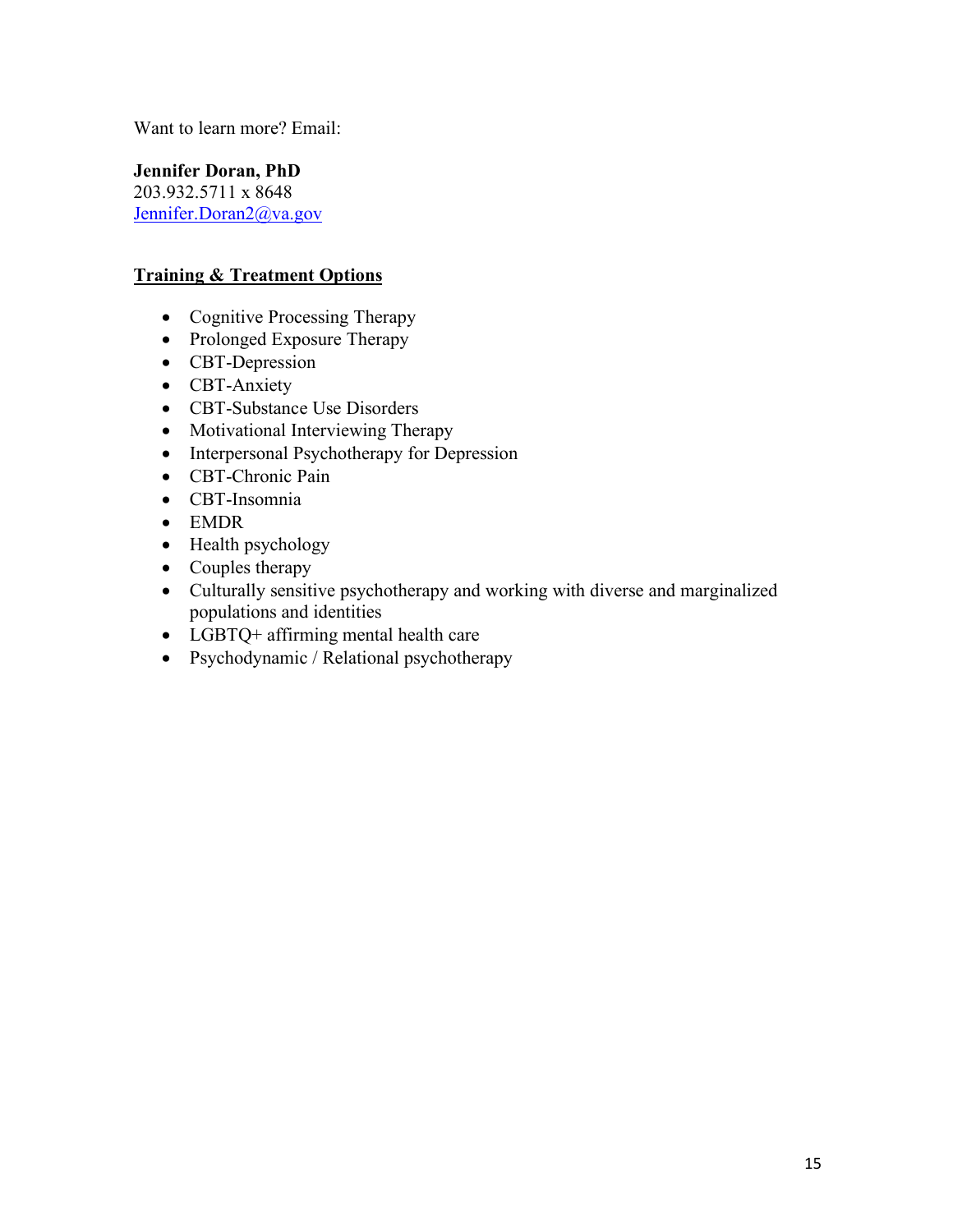Want to learn more? Email:

**Jennifer Doran, PhD**
203.932.5711 x 8648
Jennifer.Doran2@va.gov

## Training & Treatment Options

- Cognitive Processing Therapy
- Prolonged Exposure Therapy
- CBT-Depression
- CBT-Anxiety
- CBT-Substance Use Disorders
- Motivational Interviewing Therapy
- Interpersonal Psychotherapy for Depression
- CBT-Chronic Pain
- CBT-Insomnia
- EMDR
- Health psychology
- Couples therapy
- Culturally sensitive psychotherapy and working with diverse and marginalized populations and identities
- LGBTQ+ affirming mental health care
- Psychodynamic / Relational psychotherapy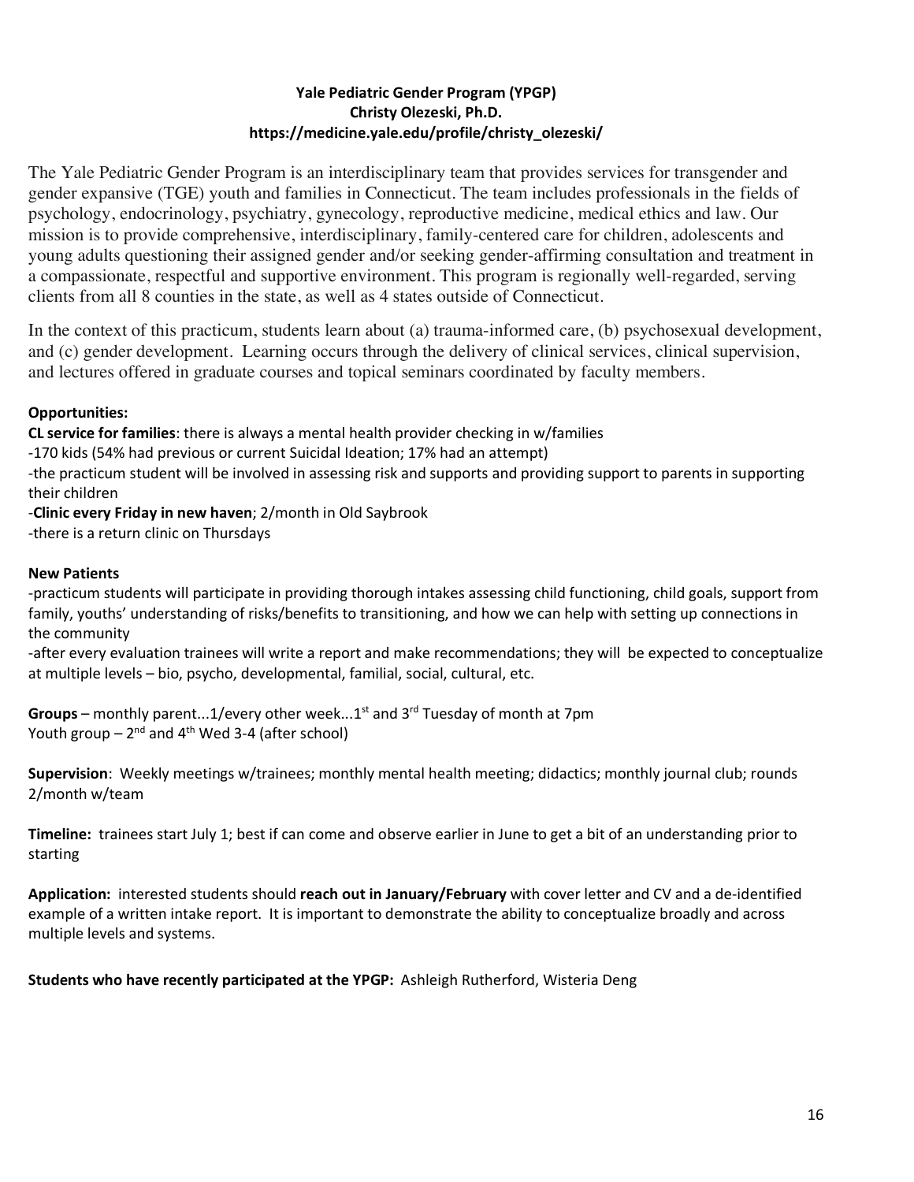**Yale Pediatric Gender Program (YPGP)**
**Christy Olezeski, Ph.D.**
**https://medicine.yale.edu/profile/christy_olezeski/**

The Yale Pediatric Gender Program is an interdisciplinary team that provides services for transgender and gender expansive (TGE) youth and families in Connecticut. The team includes professionals in the fields of psychology, endocrinology, psychiatry, gynecology, reproductive medicine, medical ethics and law. Our mission is to provide comprehensive, interdisciplinary, family-centered care for children, adolescents and young adults questioning their assigned gender and/or seeking gender-affirming consultation and treatment in a compassionate, respectful and supportive environment. This program is regionally well-regarded, serving clients from all 8 counties in the state, as well as 4 states outside of Connecticut.

In the context of this practicum, students learn about (a) trauma-informed care, (b) psychosexual development, and (c) gender development. Learning occurs through the delivery of clinical services, clinical supervision, and lectures offered in graduate courses and topical seminars coordinated by faculty members.

**Opportunities:**

**CL service for families**: there is always a mental health provider checking in w/families

-170 kids (54% had previous or current Suicidal Ideation; 17% had an attempt)

-the practicum student will be involved in assessing risk and supports and providing support to parents in supporting their children

-**Clinic every Friday in new haven**; 2/month in Old Saybrook

-there is a return clinic on Thursdays

**New Patients**

-practicum students will participate in providing thorough intakes assessing child functioning, child goals, support from family, youths' understanding of risks/benefits to transitioning, and how we can help with setting up connections in the community

-after every evaluation trainees will write a report and make recommendations; they will be expected to conceptualize at multiple levels – bio, psycho, developmental, familial, social, cultural, etc.

**Groups** – monthly parent...1/every other week...1st and 3rd Tuesday of month at 7pm
Youth group – 2nd and 4th Wed 3-4 (after school)

**Supervision**: Weekly meetings w/trainees; monthly mental health meeting; didactics; monthly journal club; rounds 2/month w/team

**Timeline:** trainees start July 1; best if can come and observe earlier in June to get a bit of an understanding prior to starting

**Application:** interested students should **reach out in January/February** with cover letter and CV and a de-identified example of a written intake report. It is important to demonstrate the ability to conceptualize broadly and across multiple levels and systems.

**Students who have recently participated at the YPGP:** Ashleigh Rutherford, Wisteria Deng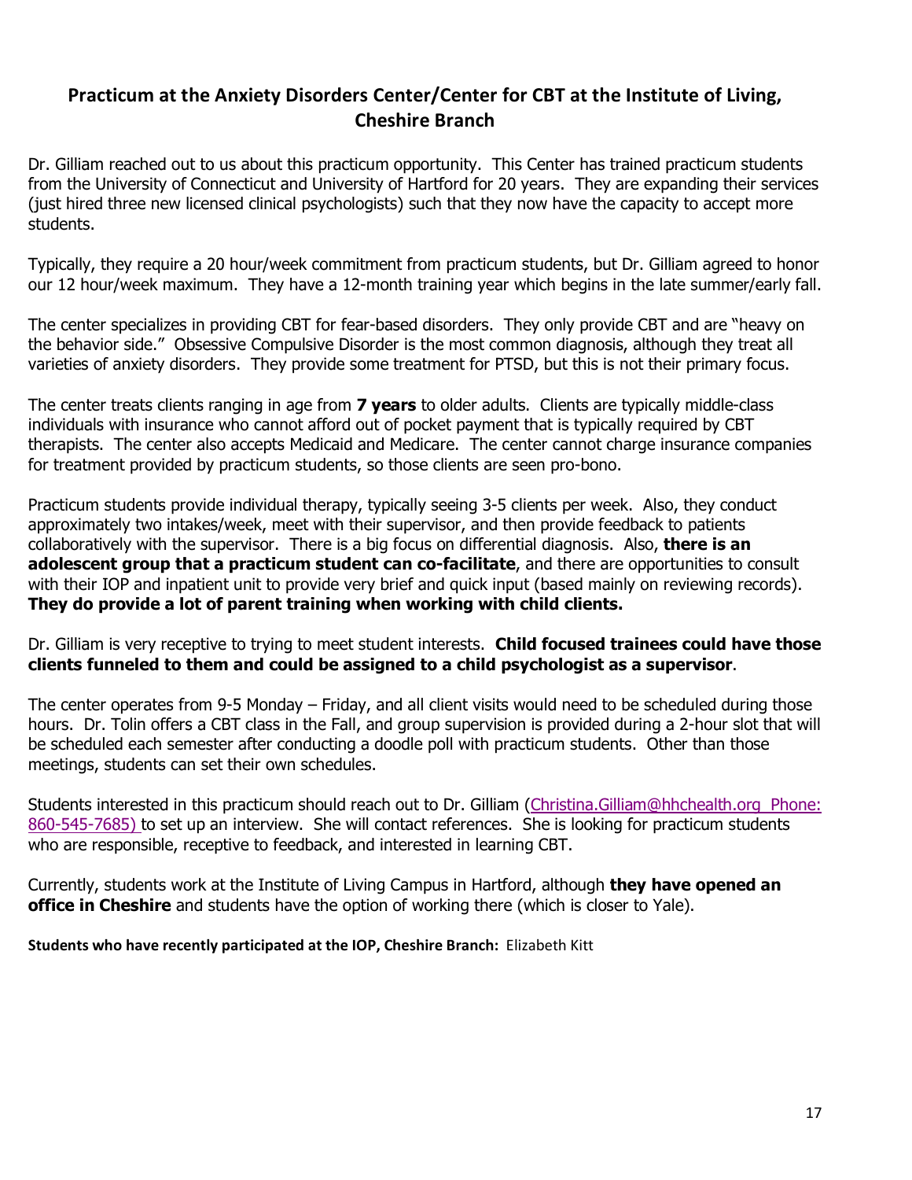## Practicum at the Anxiety Disorders Center/Center for CBT at the Institute of Living, Cheshire Branch

Dr. Gilliam reached out to us about this practicum opportunity. This Center has trained practicum students from the University of Connecticut and University of Hartford for 20 years. They are expanding their services (just hired three new licensed clinical psychologists) such that they now have the capacity to accept more students.

Typically, they require a 20 hour/week commitment from practicum students, but Dr. Gilliam agreed to honor our 12 hour/week maximum. They have a 12-month training year which begins in the late summer/early fall.

The center specializes in providing CBT for fear-based disorders. They only provide CBT and are "heavy on the behavior side." Obsessive Compulsive Disorder is the most common diagnosis, although they treat all varieties of anxiety disorders. They provide some treatment for PTSD, but this is not their primary focus.

The center treats clients ranging in age from **7 years** to older adults. Clients are typically middle-class individuals with insurance who cannot afford out of pocket payment that is typically required by CBT therapists. The center also accepts Medicaid and Medicare. The center cannot charge insurance companies for treatment provided by practicum students, so those clients are seen pro-bono.

Practicum students provide individual therapy, typically seeing 3-5 clients per week. Also, they conduct approximately two intakes/week, meet with their supervisor, and then provide feedback to patients collaboratively with the supervisor. There is a big focus on differential diagnosis. Also, **there is an adolescent group that a practicum student can co-facilitate**, and there are opportunities to consult with their IOP and inpatient unit to provide very brief and quick input (based mainly on reviewing records). **They do provide a lot of parent training when working with child clients.**

Dr. Gilliam is very receptive to trying to meet student interests. **Child focused trainees could have those clients funneled to them and could be assigned to a child psychologist as a supervisor**.

The center operates from 9-5 Monday – Friday, and all client visits would need to be scheduled during those hours. Dr. Tolin offers a CBT class in the Fall, and group supervision is provided during a 2-hour slot that will be scheduled each semester after conducting a doodle poll with practicum students. Other than those meetings, students can set their own schedules.

Students interested in this practicum should reach out to Dr. Gilliam (Christina.Gilliam@hhchealth.org Phone: 860-545-7685) to set up an interview. She will contact references. She is looking for practicum students who are responsible, receptive to feedback, and interested in learning CBT.

Currently, students work at the Institute of Living Campus in Hartford, although **they have opened an office in Cheshire** and students have the option of working there (which is closer to Yale).

**Students who have recently participated at the IOP, Cheshire Branch:** Elizabeth Kitt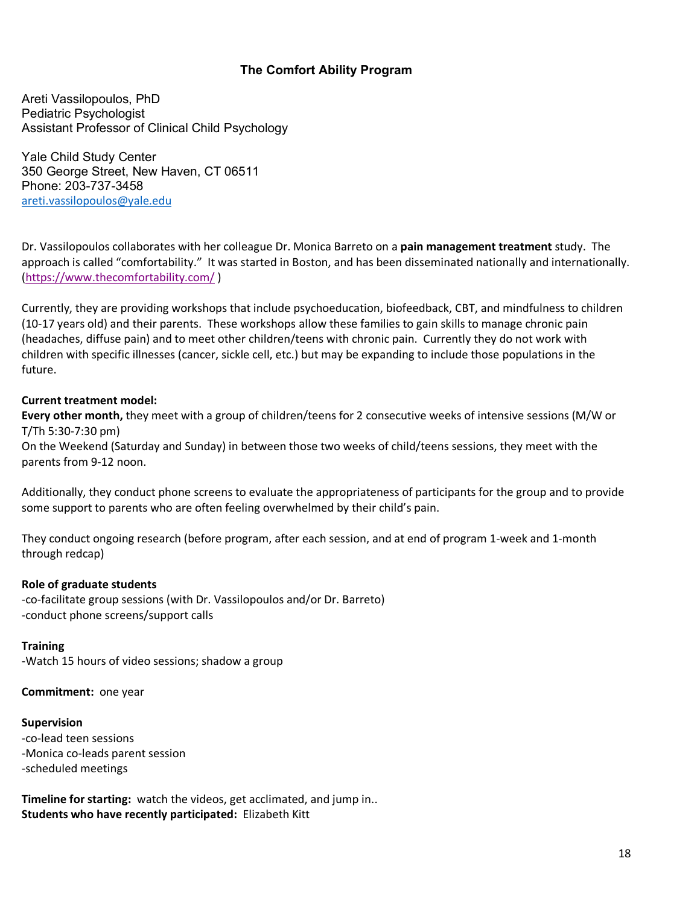## The Comfort Ability Program

Areti Vassilopoulos, PhD
Pediatric Psychologist
Assistant Professor of Clinical Child Psychology

Yale Child Study Center
350 George Street, New Haven, CT 06511
Phone: 203-737-3458
areti.vassilopoulos@yale.edu

Dr. Vassilopoulos collaborates with her colleague Dr. Monica Barreto on a **pain management treatment** study. The approach is called "comfortability." It was started in Boston, and has been disseminated nationally and internationally. (https://www.thecomfortability.com/ )

Currently, they are providing workshops that include psychoeducation, biofeedback, CBT, and mindfulness to children (10-17 years old) and their parents. These workshops allow these families to gain skills to manage chronic pain (headaches, diffuse pain) and to meet other children/teens with chronic pain. Currently they do not work with children with specific illnesses (cancer, sickle cell, etc.) but may be expanding to include those populations in the future.

**Current treatment model:**
**Every other month,** they meet with a group of children/teens for 2 consecutive weeks of intensive sessions (M/W or T/Th 5:30-7:30 pm)
On the Weekend (Saturday and Sunday) in between those two weeks of child/teens sessions, they meet with the parents from 9-12 noon.

Additionally, they conduct phone screens to evaluate the appropriateness of participants for the group and to provide some support to parents who are often feeling overwhelmed by their child's pain.

They conduct ongoing research (before program, after each session, and at end of program 1-week and 1-month through redcap)

**Role of graduate students**
-co-facilitate group sessions (with Dr. Vassilopoulos and/or Dr. Barreto)
-conduct phone screens/support calls

**Training**
-Watch 15 hours of video sessions; shadow a group

**Commitment:** one year

**Supervision**
-co-lead teen sessions
-Monica co-leads parent session
-scheduled meetings

**Timeline for starting:** watch the videos, get acclimated, and jump in..
**Students who have recently participated:** Elizabeth Kitt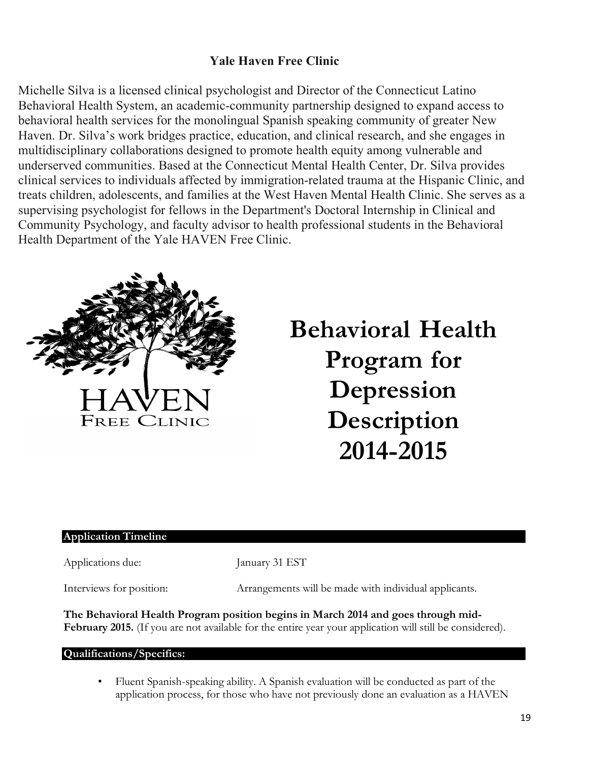## Yale Haven Free Clinic

Michelle Silva is a licensed clinical psychologist and Director of the Connecticut Latino Behavioral Health System, an academic-community partnership designed to expand access to behavioral health services for the monolingual Spanish speaking community of greater New Haven. Dr. Silva's work bridges practice, education, and clinical research, and she engages in multidisciplinary collaborations designed to promote health equity among vulnerable and underserved communities. Based at the Connecticut Mental Health Center, Dr. Silva provides clinical services to individuals affected by immigration-related trauma at the Hispanic Clinic, and treats children, adolescents, and families at the West Haven Mental Health Clinic. She serves as a supervising psychologist for fellows in the Department's Doctoral Internship in Clinical and Community Psychology, and faculty advisor to health professional students in the Behavioral Health Department of the Yale HAVEN Free Clinic.

HAVEN FREE CLINIC

# Behavioral Health Program for Depression Description 2014-2015

**Application Timeline**

Applications due: January 31 EST

Interviews for position: Arrangements will be made with individual applicants.

**The Behavioral Health Program position begins in March 2014 and goes through mid-February 2015.** (If you are not available for the entire year your application will still be considered).

**Qualifications/Specifics:**

- Fluent Spanish-speaking ability. A Spanish evaluation will be conducted as part of the application process, for those who have not previously done an evaluation as a HAVEN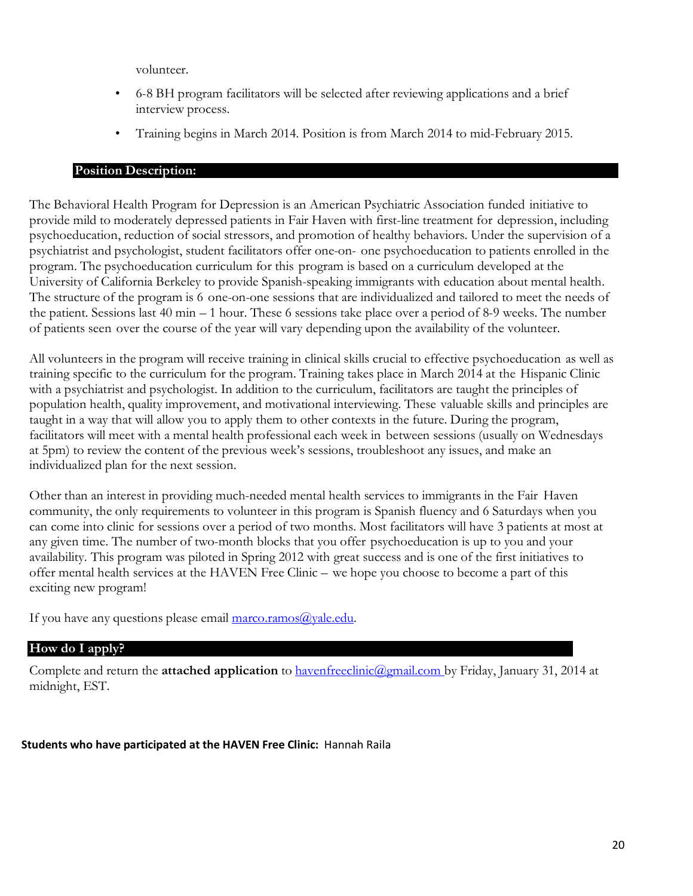volunteer.

- 6-8 BH program facilitators will be selected after reviewing applications and a brief interview process.
- Training begins in March 2014. Position is from March 2014 to mid-February 2015.

## Position Description:

The Behavioral Health Program for Depression is an American Psychiatric Association funded initiative to provide mild to moderately depressed patients in Fair Haven with first-line treatment for depression, including psychoeducation, reduction of social stressors, and promotion of healthy behaviors. Under the supervision of a psychiatrist and psychologist, student facilitators offer one-on- one psychoeducation to patients enrolled in the program. The psychoeducation curriculum for this program is based on a curriculum developed at the University of California Berkeley to provide Spanish-speaking immigrants with education about mental health. The structure of the program is 6 one-on-one sessions that are individualized and tailored to meet the needs of the patient. Sessions last 40 min – 1 hour. These 6 sessions take place over a period of 8-9 weeks. The number of patients seen over the course of the year will vary depending upon the availability of the volunteer.

All volunteers in the program will receive training in clinical skills crucial to effective psychoeducation as well as training specific to the curriculum for the program. Training takes place in March 2014 at the Hispanic Clinic with a psychiatrist and psychologist. In addition to the curriculum, facilitators are taught the principles of population health, quality improvement, and motivational interviewing. These valuable skills and principles are taught in a way that will allow you to apply them to other contexts in the future. During the program, facilitators will meet with a mental health professional each week in between sessions (usually on Wednesdays at 5pm) to review the content of the previous week's sessions, troubleshoot any issues, and make an individualized plan for the next session.

Other than an interest in providing much-needed mental health services to immigrants in the Fair Haven community, the only requirements to volunteer in this program is Spanish fluency and 6 Saturdays when you can come into clinic for sessions over a period of two months. Most facilitators will have 3 patients at most at any given time. The number of two-month blocks that you offer psychoeducation is up to you and your availability. This program was piloted in Spring 2012 with great success and is one of the first initiatives to offer mental health services at the HAVEN Free Clinic – we hope you choose to become a part of this exciting new program!

If you have any questions please email marco.ramos@yale.edu.

## How do I apply?

Complete and return the **attached application** to havenfreeclinic@gmail.com by Friday, January 31, 2014 at midnight, EST.

**Students who have participated at the HAVEN Free Clinic:** Hannah Raila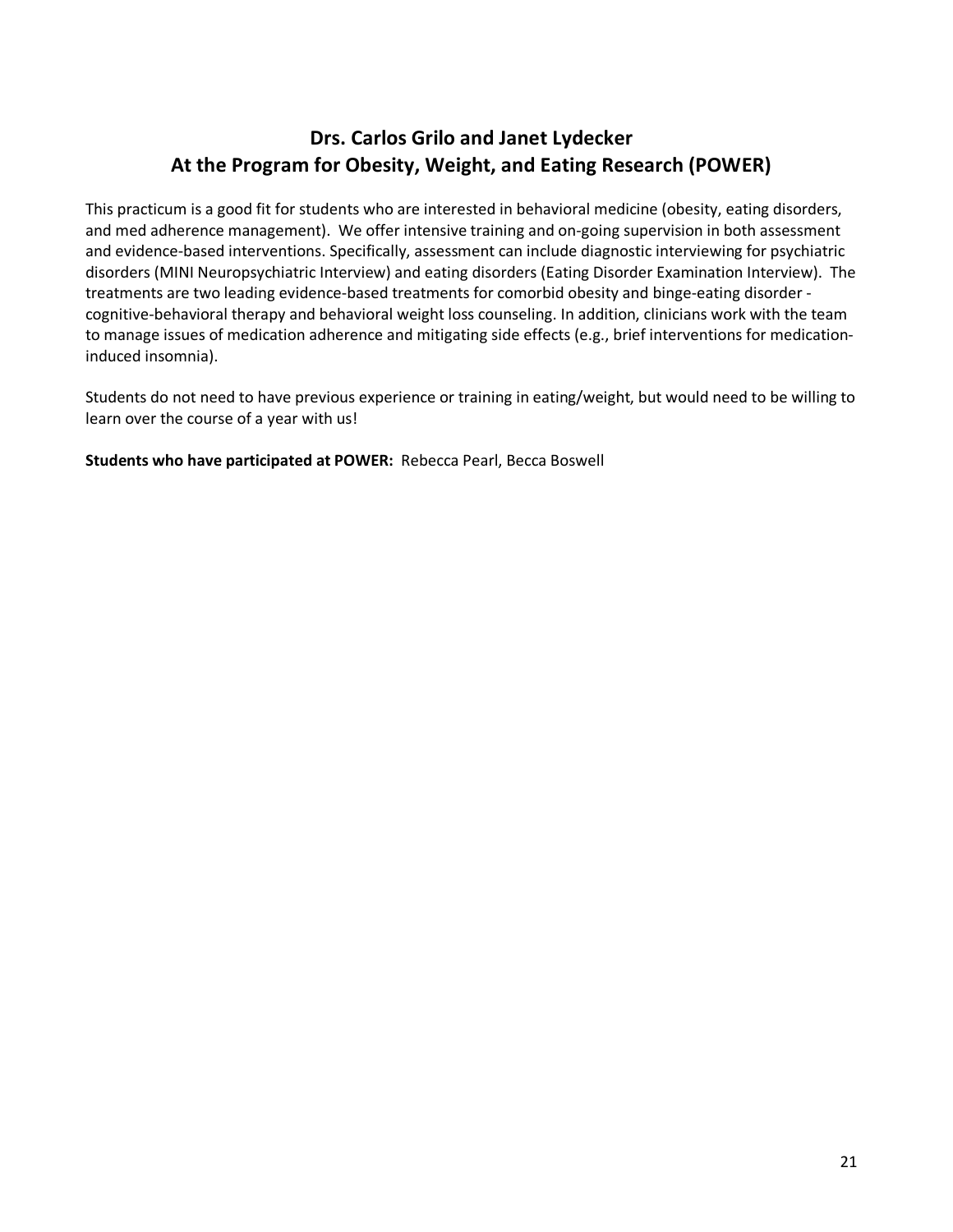## Drs. Carlos Grilo and Janet Lydecker
## At the Program for Obesity, Weight, and Eating Research (POWER)

This practicum is a good fit for students who are interested in behavioral medicine (obesity, eating disorders, and med adherence management). We offer intensive training and on-going supervision in both assessment and evidence-based interventions. Specifically, assessment can include diagnostic interviewing for psychiatric disorders (MINI Neuropsychiatric Interview) and eating disorders (Eating Disorder Examination Interview). The treatments are two leading evidence-based treatments for comorbid obesity and binge-eating disorder - cognitive-behavioral therapy and behavioral weight loss counseling. In addition, clinicians work with the team to manage issues of medication adherence and mitigating side effects (e.g., brief interventions for medication-induced insomnia).

Students do not need to have previous experience or training in eating/weight, but would need to be willing to learn over the course of a year with us!

**Students who have participated at POWER:** Rebecca Pearl, Becca Boswell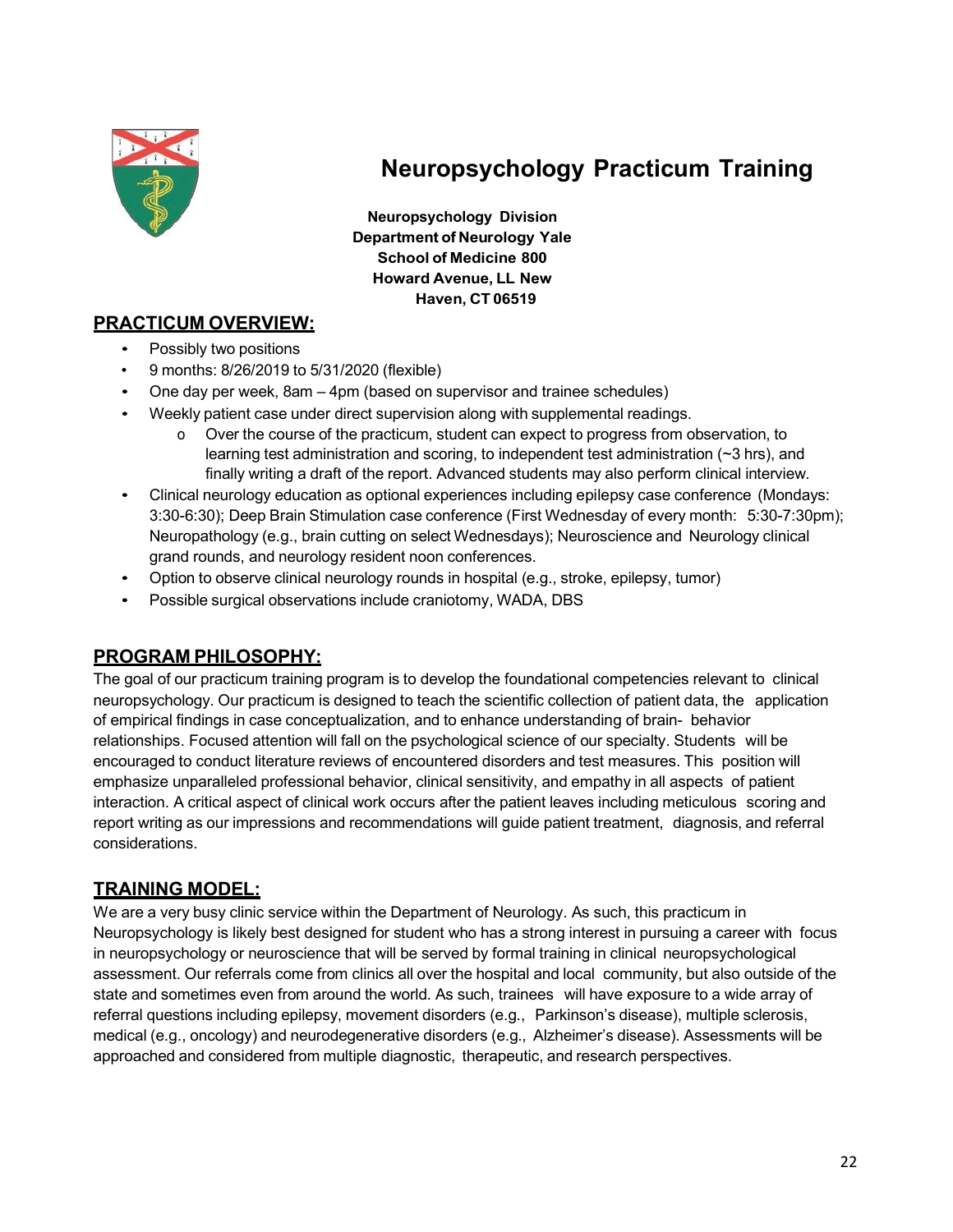# Neuropsychology Practicum Training

**Neuropsychology Division**
**Department of Neurology Yale**
**School of Medicine 800**
**Howard Avenue, LL New**
**Haven, CT 06519**

## PRACTICUM OVERVIEW:

- Possibly two positions
- 9 months: 8/26/2019 to 5/31/2020 (flexible)
- One day per week, 8am – 4pm (based on supervisor and trainee schedules)
- Weekly patient case under direct supervision along with supplemental readings.
  - Over the course of the practicum, student can expect to progress from observation, to learning test administration and scoring, to independent test administration (~3 hrs), and finally writing a draft of the report. Advanced students may also perform clinical interview.
- Clinical neurology education as optional experiences including epilepsy case conference (Mondays: 3:30-6:30); Deep Brain Stimulation case conference (First Wednesday of every month: 5:30-7:30pm); Neuropathology (e.g., brain cutting on select Wednesdays); Neuroscience and Neurology clinical grand rounds, and neurology resident noon conferences.
- Option to observe clinical neurology rounds in hospital (e.g., stroke, epilepsy, tumor)
- Possible surgical observations include craniotomy, WADA, DBS

## PROGRAM PHILOSOPHY:

The goal of our practicum training program is to develop the foundational competencies relevant to clinical neuropsychology. Our practicum is designed to teach the scientific collection of patient data, the application of empirical findings in case conceptualization, and to enhance understanding of brain- behavior relationships. Focused attention will fall on the psychological science of our specialty. Students will be encouraged to conduct literature reviews of encountered disorders and test measures. This position will emphasize unparalleled professional behavior, clinical sensitivity, and empathy in all aspects of patient interaction. A critical aspect of clinical work occurs after the patient leaves including meticulous scoring and report writing as our impressions and recommendations will guide patient treatment, diagnosis, and referral considerations.

## TRAINING MODEL:

We are a very busy clinic service within the Department of Neurology. As such, this practicum in Neuropsychology is likely best designed for student who has a strong interest in pursuing a career with focus in neuropsychology or neuroscience that will be served by formal training in clinical neuropsychological assessment. Our referrals come from clinics all over the hospital and local community, but also outside of the state and sometimes even from around the world. As such, trainees will have exposure to a wide array of referral questions including epilepsy, movement disorders (e.g., Parkinson's disease), multiple sclerosis, medical (e.g., oncology) and neurodegenerative disorders (e.g., Alzheimer's disease). Assessments will be approached and considered from multiple diagnostic, therapeutic, and research perspectives.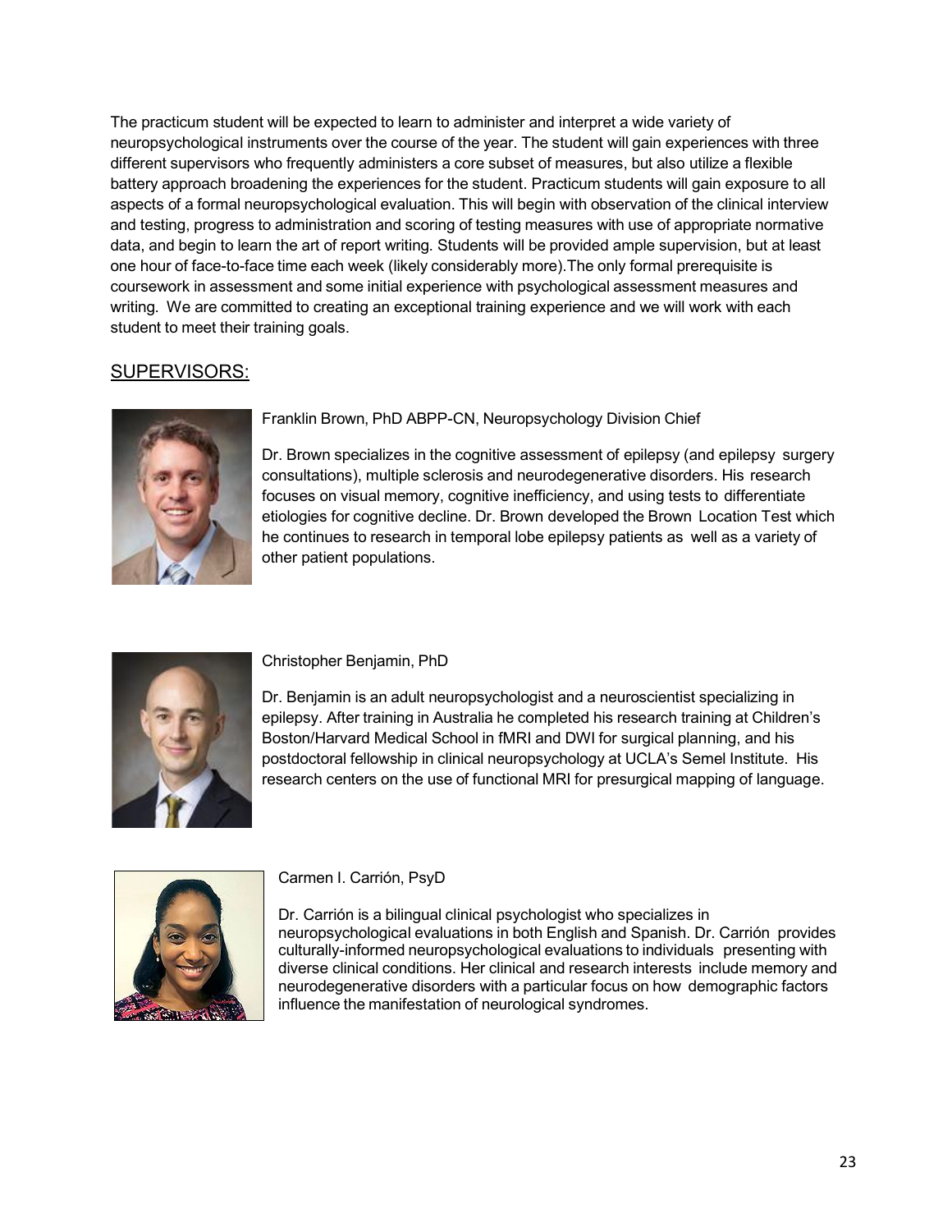The practicum student will be expected to learn to administer and interpret a wide variety of neuropsychological instruments over the course of the year. The student will gain experiences with three different supervisors who frequently administers a core subset of measures, but also utilize a flexible battery approach broadening the experiences for the student. Practicum students will gain exposure to all aspects of a formal neuropsychological evaluation. This will begin with observation of the clinical interview and testing, progress to administration and scoring of testing measures with use of appropriate normative data, and begin to learn the art of report writing. Students will be provided ample supervision, but at least one hour of face-to-face time each week (likely considerably more).The only formal prerequisite is coursework in assessment and some initial experience with psychological assessment measures and writing. We are committed to creating an exceptional training experience and we will work with each student to meet their training goals.

## SUPERVISORS:

Franklin Brown, PhD ABPP-CN, Neuropsychology Division Chief

Dr. Brown specializes in the cognitive assessment of epilepsy (and epilepsy surgery consultations), multiple sclerosis and neurodegenerative disorders. His research focuses on visual memory, cognitive inefficiency, and using tests to differentiate etiologies for cognitive decline. Dr. Brown developed the Brown Location Test which he continues to research in temporal lobe epilepsy patients as well as a variety of other patient populations.

Christopher Benjamin, PhD

Dr. Benjamin is an adult neuropsychologist and a neuroscientist specializing in epilepsy. After training in Australia he completed his research training at Children's Boston/Harvard Medical School in fMRI and DWI for surgical planning, and his postdoctoral fellowship in clinical neuropsychology at UCLA's Semel Institute. His research centers on the use of functional MRI for presurgical mapping of language.

Carmen I. Carrión, PsyD

Dr. Carrión is a bilingual clinical psychologist who specializes in neuropsychological evaluations in both English and Spanish. Dr. Carrión provides culturally-informed neuropsychological evaluations to individuals presenting with diverse clinical conditions. Her clinical and research interests include memory and neurodegenerative disorders with a particular focus on how demographic factors influence the manifestation of neurological syndromes.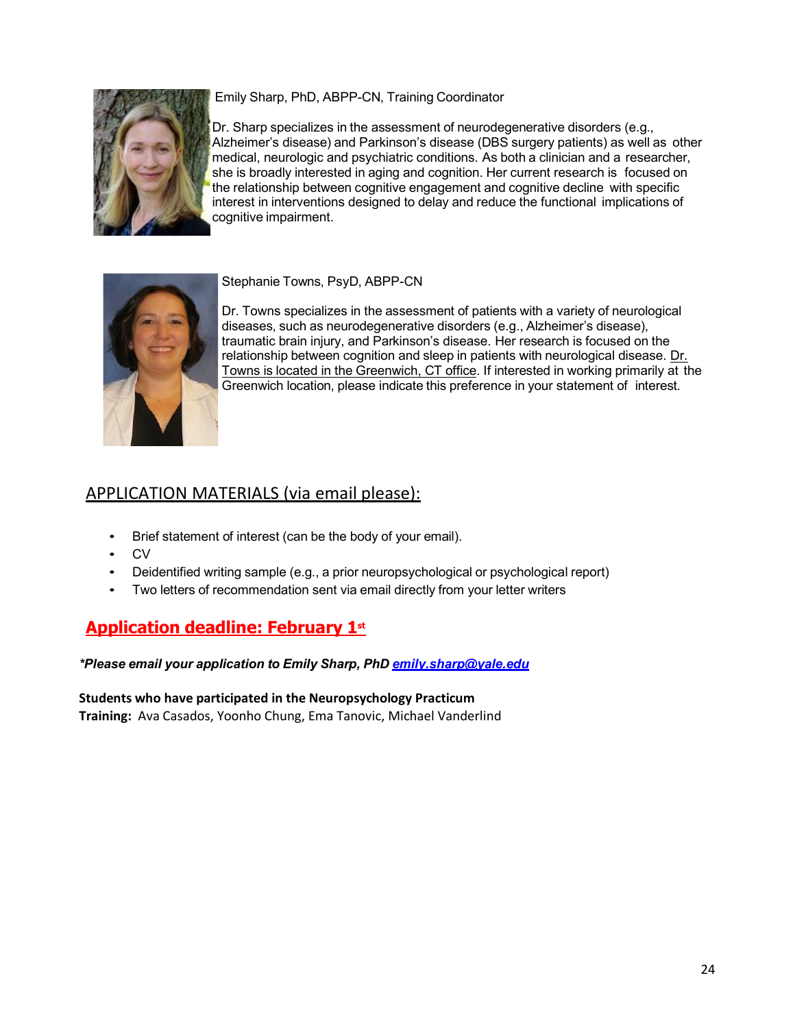Emily Sharp, PhD, ABPP-CN, Training Coordinator

Dr. Sharp specializes in the assessment of neurodegenerative disorders (e.g., Alzheimer's disease) and Parkinson's disease (DBS surgery patients) as well as other medical, neurologic and psychiatric conditions. As both a clinician and a researcher, she is broadly interested in aging and cognition. Her current research is focused on the relationship between cognitive engagement and cognitive decline with specific interest in interventions designed to delay and reduce the functional implications of cognitive impairment.

Stephanie Towns, PsyD, ABPP-CN

Dr. Towns specializes in the assessment of patients with a variety of neurological diseases, such as neurodegenerative disorders (e.g., Alzheimer's disease), traumatic brain injury, and Parkinson's disease. Her research is focused on the relationship between cognition and sleep in patients with neurological disease. Dr. Towns is located in the Greenwich, CT office. If interested in working primarily at the Greenwich location, please indicate this preference in your statement of interest.

## APPLICATION MATERIALS (via email please):

- Brief statement of interest (can be the body of your email).
- CV
- Deidentified writing sample (e.g., a prior neuropsychological or psychological report)
- Two letters of recommendation sent via email directly from your letter writers

## Application deadline: February 1st

***Please email your application to Emily Sharp, PhD emily.sharp@yale.edu***

**Students who have participated in the Neuropsychology Practicum Training:** Ava Casados, Yoonho Chung, Ema Tanovic, Michael Vanderlind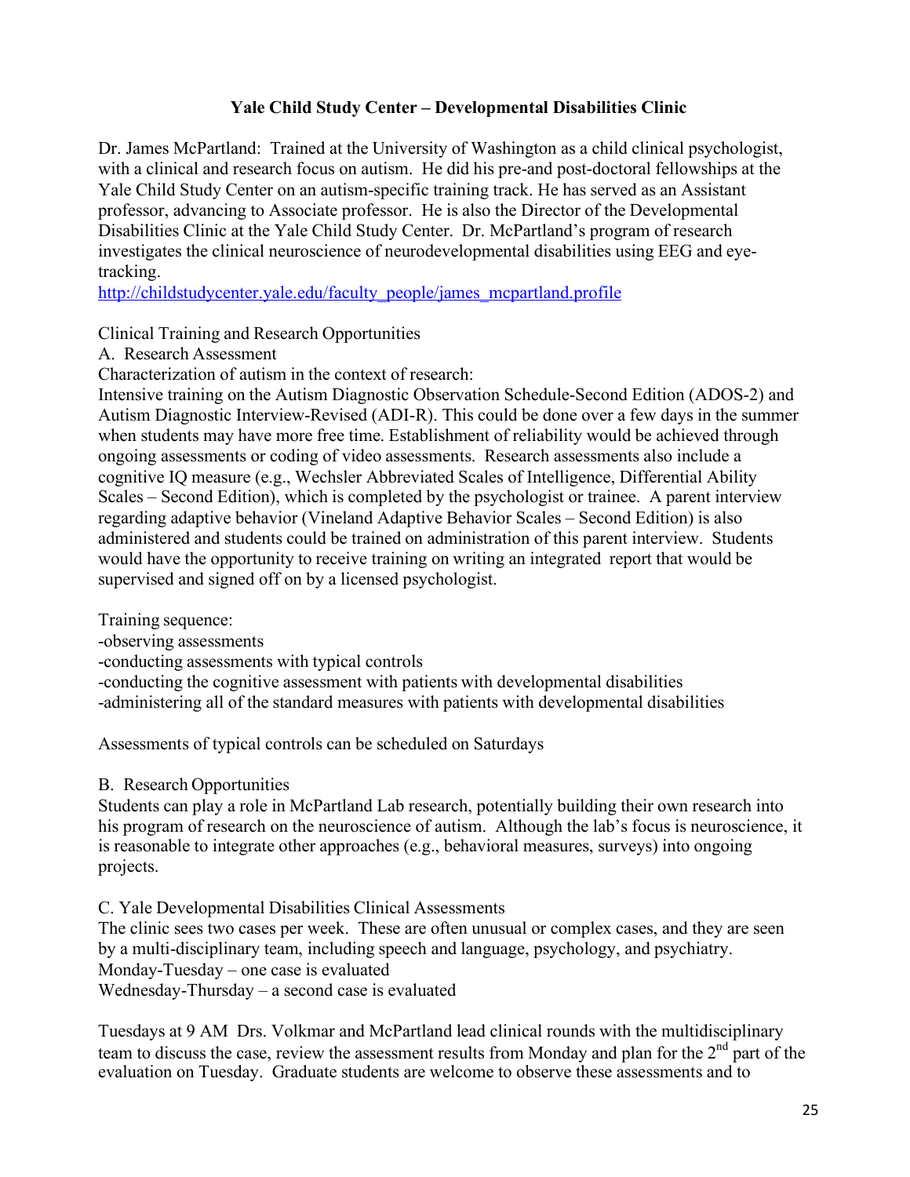**Yale Child Study Center – Developmental Disabilities Clinic**

Dr. James McPartland: Trained at the University of Washington as a child clinical psychologist, with a clinical and research focus on autism. He did his pre-and post-doctoral fellowships at the Yale Child Study Center on an autism-specific training track. He has served as an Assistant professor, advancing to Associate professor. He is also the Director of the Developmental Disabilities Clinic at the Yale Child Study Center. Dr. McPartland's program of research investigates the clinical neuroscience of neurodevelopmental disabilities using EEG and eye-tracking.
http://childstudycenter.yale.edu/faculty_people/james_mcpartland.profile

Clinical Training and Research Opportunities

A. Research Assessment

Characterization of autism in the context of research:
Intensive training on the Autism Diagnostic Observation Schedule-Second Edition (ADOS-2) and Autism Diagnostic Interview-Revised (ADI-R). This could be done over a few days in the summer when students may have more free time. Establishment of reliability would be achieved through ongoing assessments or coding of video assessments. Research assessments also include a cognitive IQ measure (e.g., Wechsler Abbreviated Scales of Intelligence, Differential Ability Scales – Second Edition), which is completed by the psychologist or trainee. A parent interview regarding adaptive behavior (Vineland Adaptive Behavior Scales – Second Edition) is also administered and students could be trained on administration of this parent interview. Students would have the opportunity to receive training on writing an integrated report that would be supervised and signed off on by a licensed psychologist.

Training sequence:
- observing assessments
- conducting assessments with typical controls
- conducting the cognitive assessment with patients with developmental disabilities
- administering all of the standard measures with patients with developmental disabilities

Assessments of typical controls can be scheduled on Saturdays

B. Research Opportunities

Students can play a role in McPartland Lab research, potentially building their own research into his program of research on the neuroscience of autism. Although the lab's focus is neuroscience, it is reasonable to integrate other approaches (e.g., behavioral measures, surveys) into ongoing projects.

C. Yale Developmental Disabilities Clinical Assessments

The clinic sees two cases per week. These are often unusual or complex cases, and they are seen by a multi-disciplinary team, including speech and language, psychology, and psychiatry.
Monday-Tuesday – one case is evaluated
Wednesday-Thursday – a second case is evaluated

Tuesdays at 9 AM Drs. Volkmar and McPartland lead clinical rounds with the multidisciplinary team to discuss the case, review the assessment results from Monday and plan for the 2nd part of the evaluation on Tuesday. Graduate students are welcome to observe these assessments and to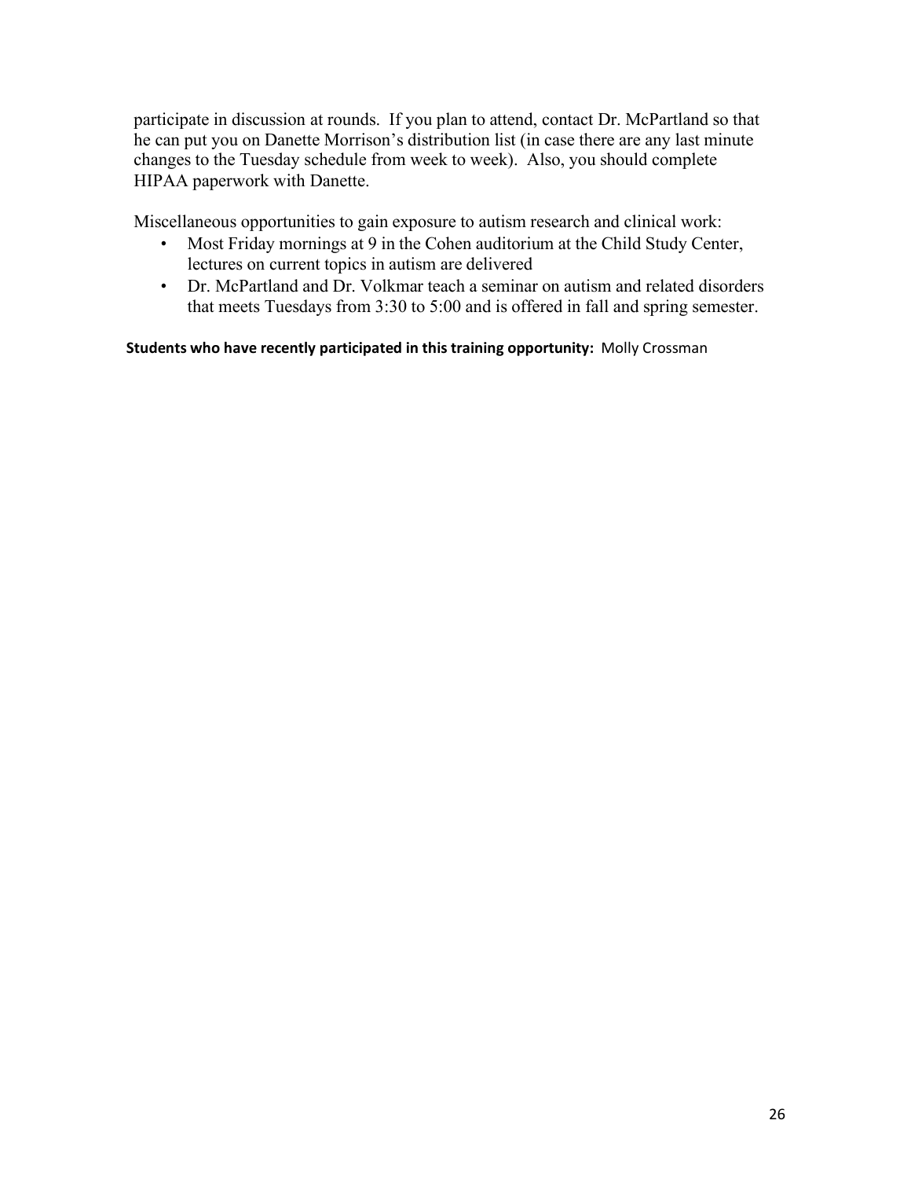participate in discussion at rounds. If you plan to attend, contact Dr. McPartland so that he can put you on Danette Morrison's distribution list (in case there are any last minute changes to the Tuesday schedule from week to week). Also, you should complete HIPAA paperwork with Danette.

Miscellaneous opportunities to gain exposure to autism research and clinical work:

- Most Friday mornings at 9 in the Cohen auditorium at the Child Study Center, lectures on current topics in autism are delivered
- Dr. McPartland and Dr. Volkmar teach a seminar on autism and related disorders that meets Tuesdays from 3:30 to 5:00 and is offered in fall and spring semester.

**Students who have recently participated in this training opportunity:** Molly Crossman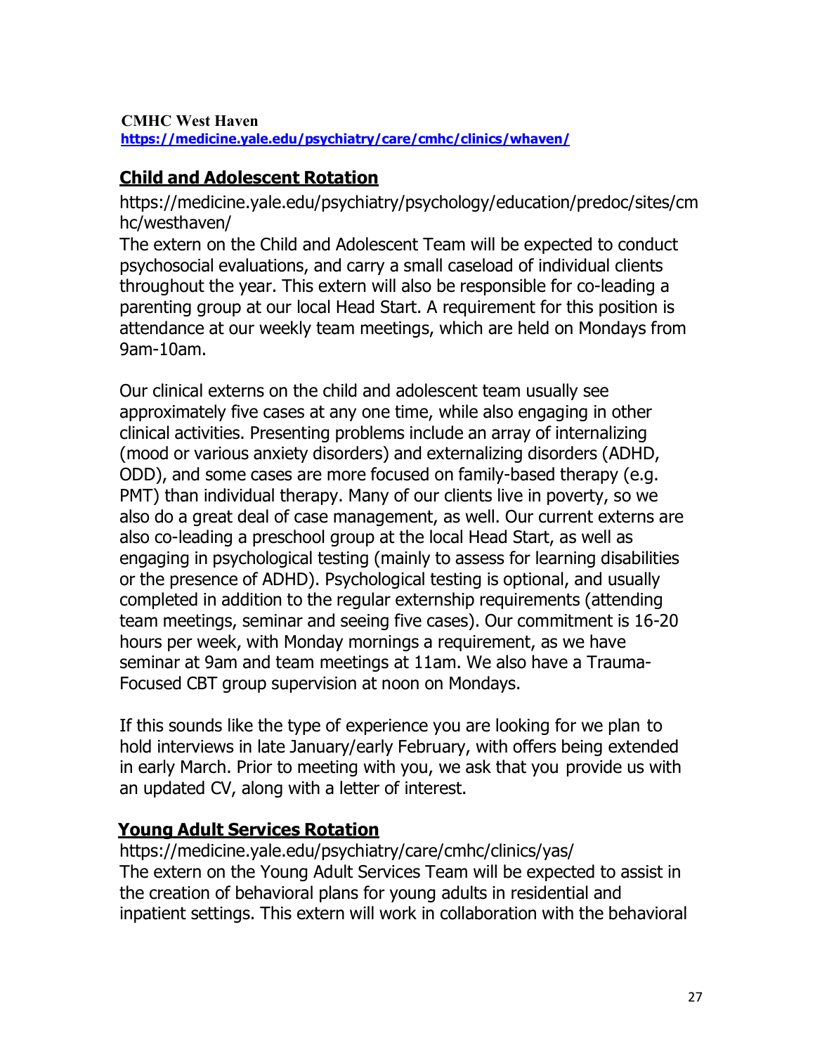**CMHC West Haven**
**https://medicine.yale.edu/psychiatry/care/cmhc/clinics/whaven/**

## Child and Adolescent Rotation

https://medicine.yale.edu/psychiatry/psychology/education/predoc/sites/cmhc/westhaven/

The extern on the Child and Adolescent Team will be expected to conduct psychosocial evaluations, and carry a small caseload of individual clients throughout the year. This extern will also be responsible for co-leading a parenting group at our local Head Start. A requirement for this position is attendance at our weekly team meetings, which are held on Mondays from 9am-10am.

Our clinical externs on the child and adolescent team usually see approximately five cases at any one time, while also engaging in other clinical activities. Presenting problems include an array of internalizing (mood or various anxiety disorders) and externalizing disorders (ADHD, ODD), and some cases are more focused on family-based therapy (e.g. PMT) than individual therapy. Many of our clients live in poverty, so we also do a great deal of case management, as well. Our current externs are also co-leading a preschool group at the local Head Start, as well as engaging in psychological testing (mainly to assess for learning disabilities or the presence of ADHD). Psychological testing is optional, and usually completed in addition to the regular externship requirements (attending team meetings, seminar and seeing five cases). Our commitment is 16-20 hours per week, with Monday mornings a requirement, as we have seminar at 9am and team meetings at 11am. We also have a Trauma-Focused CBT group supervision at noon on Mondays.

If this sounds like the type of experience you are looking for we plan to hold interviews in late January/early February, with offers being extended in early March. Prior to meeting with you, we ask that you provide us with an updated CV, along with a letter of interest.

## Young Adult Services Rotation

https://medicine.yale.edu/psychiatry/care/cmhc/clinics/yas/

The extern on the Young Adult Services Team will be expected to assist in the creation of behavioral plans for young adults in residential and inpatient settings. This extern will work in collaboration with the behavioral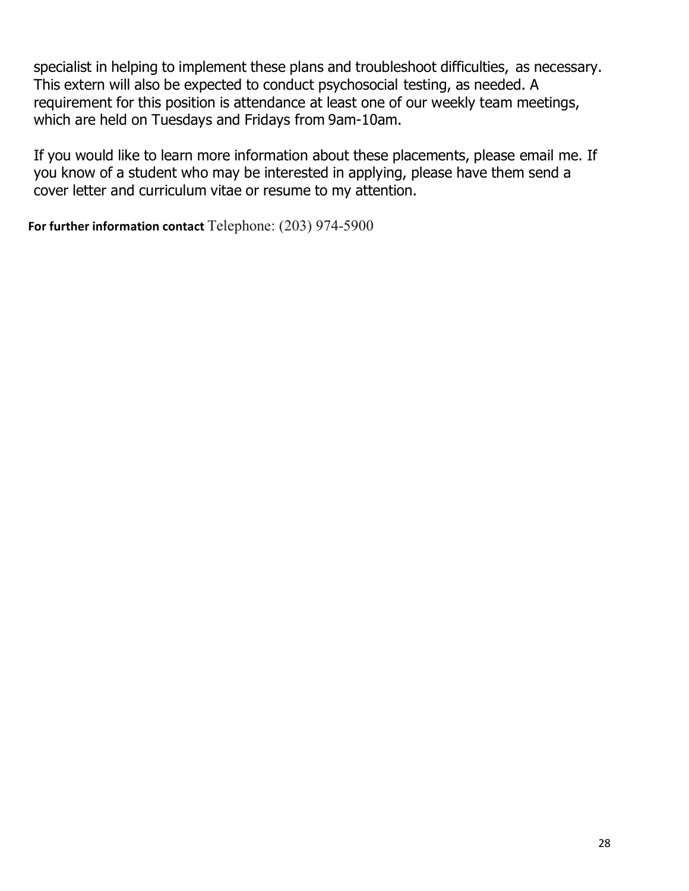specialist in helping to implement these plans and troubleshoot difficulties, as necessary. This extern will also be expected to conduct psychosocial testing, as needed. A requirement for this position is attendance at least one of our weekly team meetings, which are held on Tuesdays and Fridays from 9am-10am.

If you would like to learn more information about these placements, please email me. If you know of a student who may be interested in applying, please have them send a cover letter and curriculum vitae or resume to my attention.

**For further information contact** Telephone: (203) 974-5900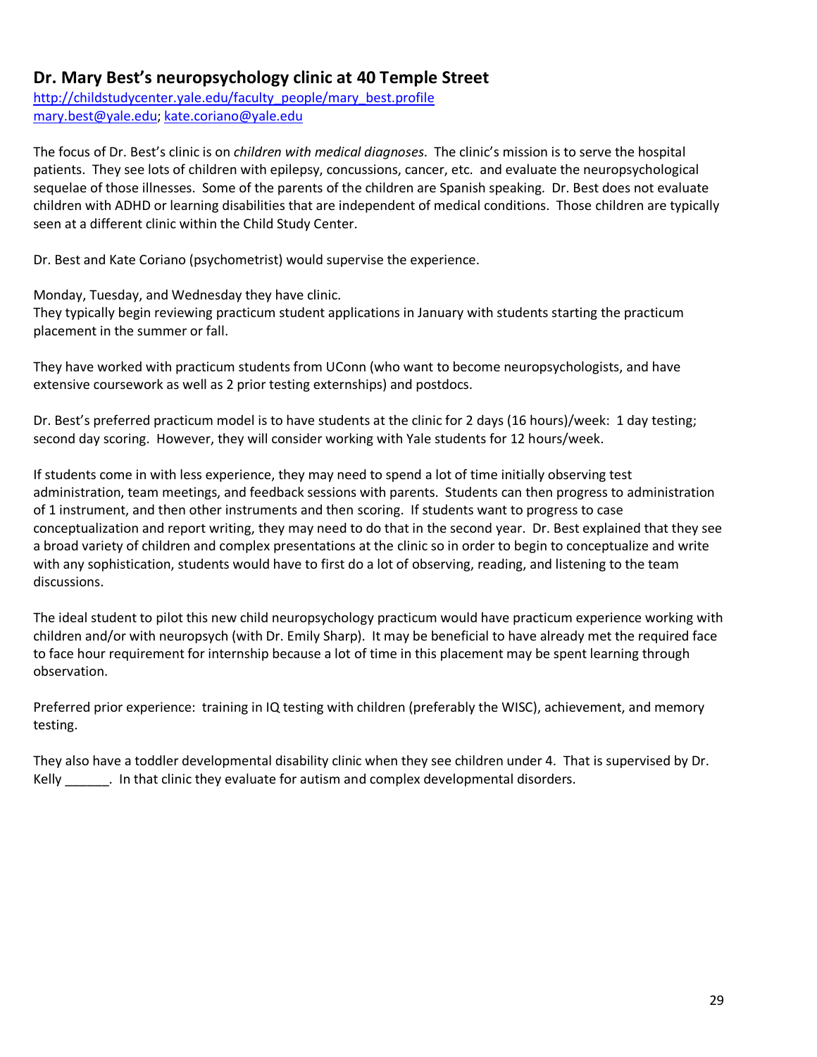## Dr. Mary Best's neuropsychology clinic at 40 Temple Street

http://childstudycenter.yale.edu/faculty_people/mary_best.profile
mary.best@yale.edu; kate.coriano@yale.edu

The focus of Dr. Best's clinic is on *children with medical diagnoses*. The clinic's mission is to serve the hospital patients. They see lots of children with epilepsy, concussions, cancer, etc. and evaluate the neuropsychological sequelae of those illnesses. Some of the parents of the children are Spanish speaking. Dr. Best does not evaluate children with ADHD or learning disabilities that are independent of medical conditions. Those children are typically seen at a different clinic within the Child Study Center.

Dr. Best and Kate Coriano (psychometrist) would supervise the experience.

Monday, Tuesday, and Wednesday they have clinic.
They typically begin reviewing practicum student applications in January with students starting the practicum placement in the summer or fall.

They have worked with practicum students from UConn (who want to become neuropsychologists, and have extensive coursework as well as 2 prior testing externships) and postdocs.

Dr. Best's preferred practicum model is to have students at the clinic for 2 days (16 hours)/week: 1 day testing; second day scoring. However, they will consider working with Yale students for 12 hours/week.

If students come in with less experience, they may need to spend a lot of time initially observing test administration, team meetings, and feedback sessions with parents. Students can then progress to administration of 1 instrument, and then other instruments and then scoring. If students want to progress to case conceptualization and report writing, they may need to do that in the second year. Dr. Best explained that they see a broad variety of children and complex presentations at the clinic so in order to begin to conceptualize and write with any sophistication, students would have to first do a lot of observing, reading, and listening to the team discussions.

The ideal student to pilot this new child neuropsychology practicum would have practicum experience working with children and/or with neuropsych (with Dr. Emily Sharp). It may be beneficial to have already met the required face to face hour requirement for internship because a lot of time in this placement may be spent learning through observation.

Preferred prior experience: training in IQ testing with children (preferably the WISC), achievement, and memory testing.

They also have a toddler developmental disability clinic when they see children under 4. That is supervised by Dr. Kelly ______. In that clinic they evaluate for autism and complex developmental disorders.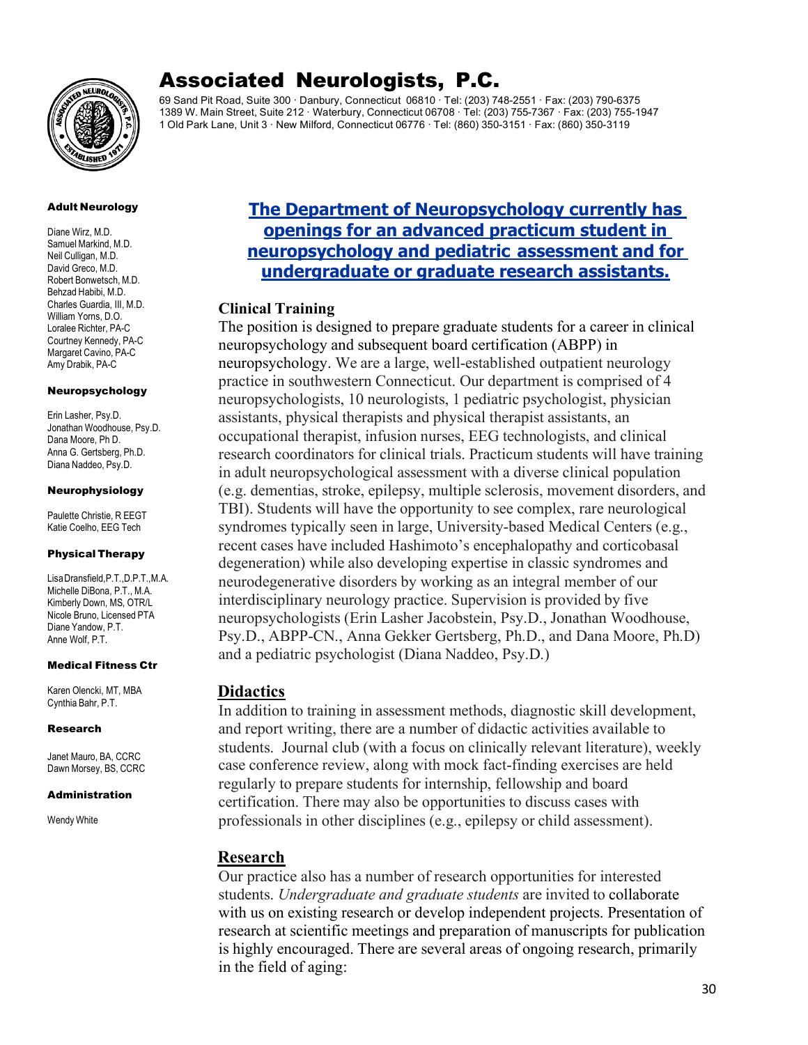# Associated Neurologists, P.C.

69 Sand Pit Road, Suite 300 · Danbury, Connecticut 06810 · Tel: (203) 748-2551 · Fax: (203) 790-6375
1389 W. Main Street, Suite 212 · Waterbury, Connecticut 06708 · Tel: (203) 755-7367 · Fax: (203) 755-1947
1 Old Park Lane, Unit 3 · New Milford, Connecticut 06776 · Tel: (860) 350-3151 · Fax: (860) 350-3119

**Adult Neurology**

Diane Wirz, M.D.
Samuel Markind, M.D.
Neil Culligan, M.D.
David Greco, M.D.
Robert Bonwetsch, M.D.
Behzad Habibi, M.D.
Charles Guardia, III, M.D.
William Yorns, D.O.
Loralee Richter, PA-C
Courtney Kennedy, PA-C
Margaret Cavino, PA-C
Amy Drabik, PA-C

**Neuropsychology**

Erin Lasher, Psy.D.
Jonathan Woodhouse, Psy.D.
Dana Moore, Ph D.
Anna G. Gertsberg, Ph.D.
Diana Naddeo, Psy.D.

**Neurophysiology**

Paulette Christie, R EEGT
Katie Coelho, EEG Tech

**Physical Therapy**

Lisa Dransfield, P.T., D.P.T., M.A.
Michelle DiBona, P.T., M.A.
Kimberly Down, MS, OTR/L
Nicole Bruno, Licensed PTA
Diane Yandow, P.T.
Anne Wolf, P.T.

**Medical Fitness Ctr**

Karen Olencki, MT, MBA
Cynthia Bahr, P.T.

**Research**

Janet Mauro, BA, CCRC
Dawn Morsey, BS, CCRC

**Administration**

Wendy White

## The Department of Neuropsychology currently has openings for an advanced practicum student in neuropsychology and pediatric assessment and for undergraduate or graduate research assistants.

### Clinical Training

The position is designed to prepare graduate students for a career in clinical neuropsychology and subsequent board certification (ABPP) in neuropsychology. We are a large, well-established outpatient neurology practice in southwestern Connecticut. Our department is comprised of 4 neuropsychologists, 10 neurologists, 1 pediatric psychologist, physician assistants, physical therapists and physical therapist assistants, an occupational therapist, infusion nurses, EEG technologists, and clinical research coordinators for clinical trials. Practicum students will have training in adult neuropsychological assessment with a diverse clinical population (e.g. dementias, stroke, epilepsy, multiple sclerosis, movement disorders, and TBI). Students will have the opportunity to see complex, rare neurological syndromes typically seen in large, University-based Medical Centers (e.g., recent cases have included Hashimoto's encephalopathy and corticobasal degeneration) while also developing expertise in classic syndromes and neurodegenerative disorders by working as an integral member of our interdisciplinary neurology practice. Supervision is provided by five neuropsychologists (Erin Lasher Jacobstein, Psy.D., Jonathan Woodhouse, Psy.D., ABPP-CN., Anna Gekker Gertsberg, Ph.D., and Dana Moore, Ph.D) and a pediatric psychologist (Diana Naddeo, Psy.D.)

### Didactics

In addition to training in assessment methods, diagnostic skill development, and report writing, there are a number of didactic activities available to students. Journal club (with a focus on clinically relevant literature), weekly case conference review, along with mock fact-finding exercises are held regularly to prepare students for internship, fellowship and board certification. There may also be opportunities to discuss cases with professionals in other disciplines (e.g., epilepsy or child assessment).

### Research

Our practice also has a number of research opportunities for interested students. *Undergraduate and graduate students* are invited to collaborate with us on existing research or develop independent projects. Presentation of research at scientific meetings and preparation of manuscripts for publication is highly encouraged. There are several areas of ongoing research, primarily in the field of aging: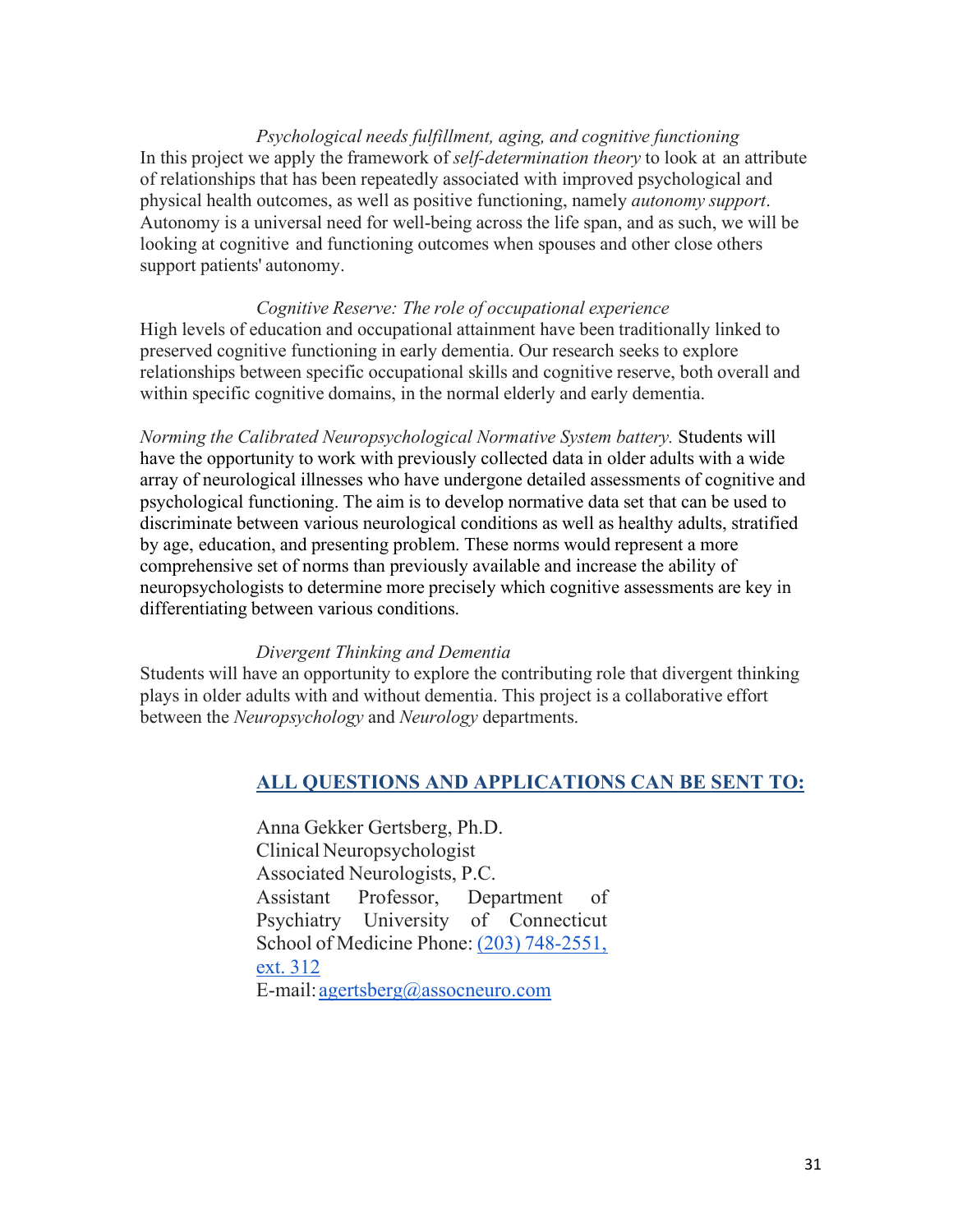*Psychological needs fulfillment, aging, and cognitive functioning*

In this project we apply the framework of *self-determination theory* to look at an attribute of relationships that has been repeatedly associated with improved psychological and physical health outcomes, as well as positive functioning, namely *autonomy support*. Autonomy is a universal need for well-being across the life span, and as such, we will be looking at cognitive and functioning outcomes when spouses and other close others support patients' autonomy.

*Cognitive Reserve: The role of occupational experience*

High levels of education and occupational attainment have been traditionally linked to preserved cognitive functioning in early dementia. Our research seeks to explore relationships between specific occupational skills and cognitive reserve, both overall and within specific cognitive domains, in the normal elderly and early dementia.

*Norming the Calibrated Neuropsychological Normative System battery.* Students will have the opportunity to work with previously collected data in older adults with a wide array of neurological illnesses who have undergone detailed assessments of cognitive and psychological functioning. The aim is to develop normative data set that can be used to discriminate between various neurological conditions as well as healthy adults, stratified by age, education, and presenting problem. These norms would represent a more comprehensive set of norms than previously available and increase the ability of neuropsychologists to determine more precisely which cognitive assessments are key in differentiating between various conditions.

*Divergent Thinking and Dementia*

Students will have an opportunity to explore the contributing role that divergent thinking plays in older adults with and without dementia. This project is a collaborative effort between the *Neuropsychology* and *Neurology* departments.

## ALL QUESTIONS AND APPLICATIONS CAN BE SENT TO:

Anna Gekker Gertsberg, Ph.D.
Clinical Neuropsychologist
Associated Neurologists, P.C.
Assistant Professor, Department of Psychiatry University of Connecticut School of Medicine Phone: (203) 748-2551, ext. 312
E-mail: agertsberg@assocneuro.com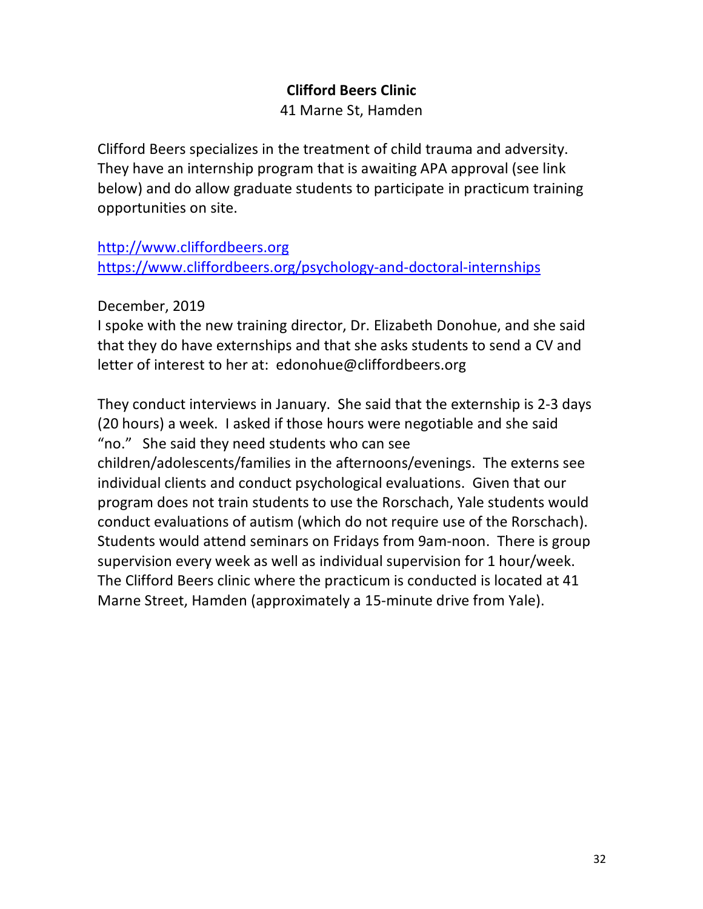**Clifford Beers Clinic**

41 Marne St, Hamden

Clifford Beers specializes in the treatment of child trauma and adversity. They have an internship program that is awaiting APA approval (see link below) and do allow graduate students to participate in practicum training opportunities on site.

[http://www.cliffordbeers.org](http://www.cliffordbeers.org)
[https://www.cliffordbeers.org/psychology-and-doctoral-internships](https://www.cliffordbeers.org/psychology-and-doctoral-internships)

December, 2019
I spoke with the new training director, Dr. Elizabeth Donohue, and she said that they do have externships and that she asks students to send a CV and letter of interest to her at: edonohue@cliffordbeers.org

They conduct interviews in January. She said that the externship is 2-3 days (20 hours) a week. I asked if those hours were negotiable and she said "no." She said they need students who can see children/adolescents/families in the afternoons/evenings. The externs see individual clients and conduct psychological evaluations. Given that our program does not train students to use the Rorschach, Yale students would conduct evaluations of autism (which do not require use of the Rorschach). Students would attend seminars on Fridays from 9am-noon. There is group supervision every week as well as individual supervision for 1 hour/week. The Clifford Beers clinic where the practicum is conducted is located at 41 Marne Street, Hamden (approximately a 15-minute drive from Yale).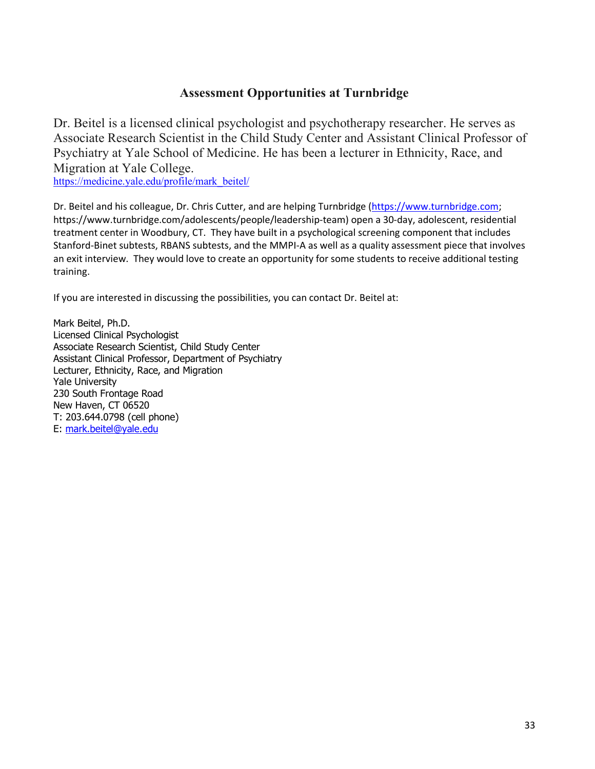## Assessment Opportunities at Turnbridge

Dr. Beitel is a licensed clinical psychologist and psychotherapy researcher. He serves as Associate Research Scientist in the Child Study Center and Assistant Clinical Professor of Psychiatry at Yale School of Medicine. He has been a lecturer in Ethnicity, Race, and Migration at Yale College.
https://medicine.yale.edu/profile/mark_beitel/

Dr. Beitel and his colleague, Dr. Chris Cutter, and are helping Turnbridge (https://www.turnbridge.com; https://www.turnbridge.com/adolescents/people/leadership-team) open a 30-day, adolescent, residential treatment center in Woodbury, CT. They have built in a psychological screening component that includes Stanford-Binet subtests, RBANS subtests, and the MMPI-A as well as a quality assessment piece that involves an exit interview. They would love to create an opportunity for some students to receive additional testing training.

If you are interested in discussing the possibilities, you can contact Dr. Beitel at:

Mark Beitel, Ph.D.
Licensed Clinical Psychologist
Associate Research Scientist, Child Study Center
Assistant Clinical Professor, Department of Psychiatry
Lecturer, Ethnicity, Race, and Migration
Yale University
230 South Frontage Road
New Haven, CT 06520
T: 203.644.0798 (cell phone)
E: mark.beitel@yale.edu